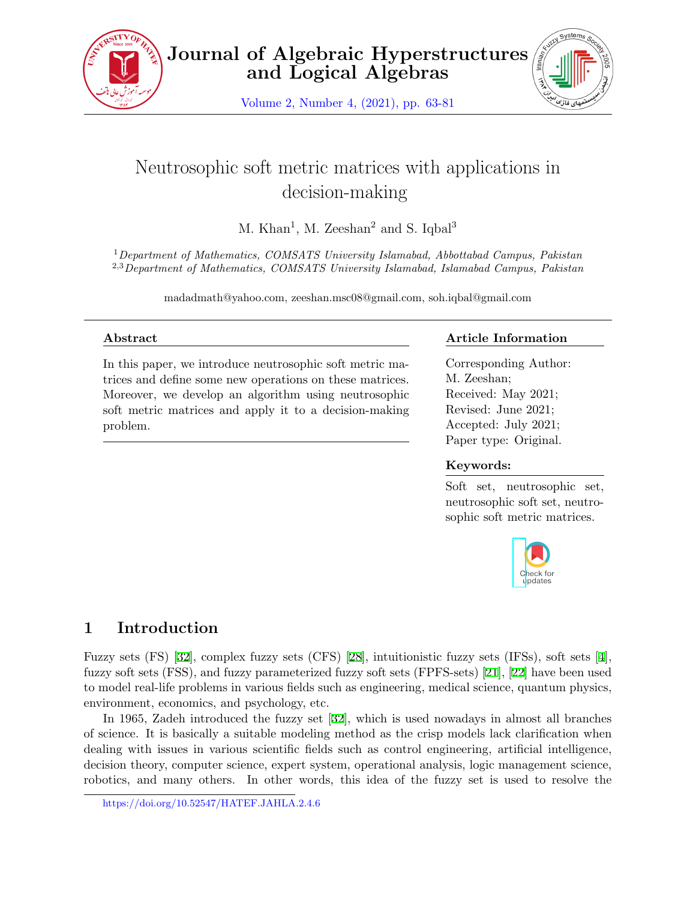# Neutrosophic soft metric matrices with applications in decision-making

M. Khan[1], M. Zeeshan[2] and S. Iqbal[3]

[1] *Department of Mathematics, COMSATS University Islamabad, Abbottabad Campus, Pakistan*
[2,3] *Department of Mathematics, COMSATS University Islamabad, Islamabad Campus, Pakistan*

madadmath@yahoo.com, zeeshan.msc08@gmail.com, soh.iqbal@gmail.com

## Abstract

In this paper, we introduce neutrosophic soft metric matrices and define some new operations on these matrices. Moreover, we develop an algorithm using neutrosophic soft metric matrices and apply it to a decision-making problem.

## Article Information

Corresponding Author: M. Zeeshan;
Received: May 2021;
Revised: June 2021;
Accepted: July 2021;
Paper type: Original.

## Keywords:

Soft set, neutrosophic set, neutrosophic soft set, neutrosophic soft metric matrices.

## 1 Introduction

Fuzzy sets (FS) [32], complex fuzzy sets (CFS) [28], intuitionistic fuzzy sets (IFSs), soft sets [4], fuzzy soft sets (FSS), and fuzzy parameterized fuzzy soft sets (FPFS-sets) [21], [22] have been used to model real-life problems in various fields such as engineering, medical science, quantum physics, environment, economics, and psychology, etc.

In 1965, Zadeh introduced the fuzzy set [32], which is used nowadays in almost all branches of science. It is basically a suitable modeling method as the crisp models lack clarification when dealing with issues in various scientific fields such as control engineering, artificial intelligence, decision theory, computer science, expert system, operational analysis, logic management science, robotics, and many others. In other words, this idea of the fuzzy set is used to resolve the

https://doi.org/10.52547/HATEF.JAHLA.2.4.6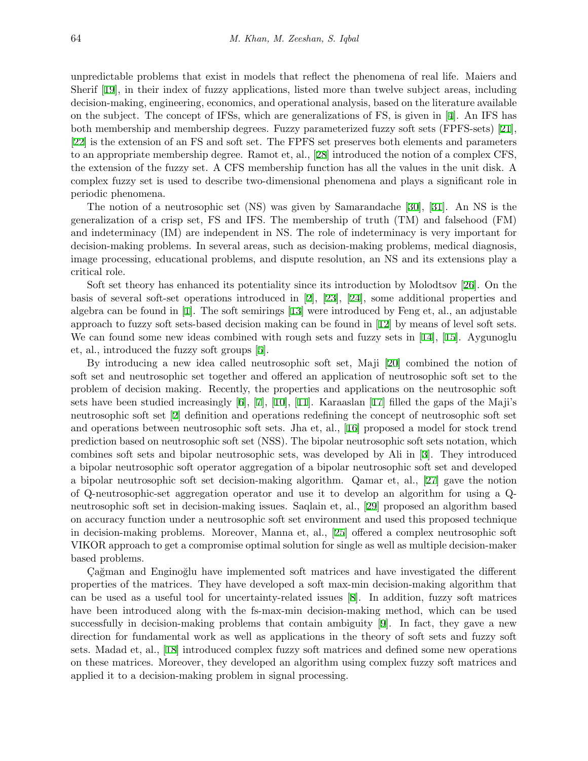unpredictable problems that exist in models that reflect the phenomena of real life. Maiers and Sherif [19], in their index of fuzzy applications, listed more than twelve subject areas, including decision-making, engineering, economics, and operational analysis, based on the literature available on the subject. The concept of IFSs, which are generalizations of FS, is given in [4]. An IFS has both membership and membership degrees. Fuzzy parameterized fuzzy soft sets (FPFS-sets) [21], [22] is the extension of an FS and soft set. The FPFS set preserves both elements and parameters to an appropriate membership degree. Ramot et, al., [28] introduced the notion of a complex CFS, the extension of the fuzzy set. A CFS membership function has all the values in the unit disk. A complex fuzzy set is used to describe two-dimensional phenomena and plays a significant role in periodic phenomena.

The notion of a neutrosophic set (NS) was given by Samarandache [30], [31]. An NS is the generalization of a crisp set, FS and IFS. The membership of truth (TM) and falsehood (FM) and indeterminacy (IM) are independent in NS. The role of indeterminacy is very important for decision-making problems. In several areas, such as decision-making problems, medical diagnosis, image processing, educational problems, and dispute resolution, an NS and its extensions play a critical role.

Soft set theory has enhanced its potentiality since its introduction by Molodtsov [26]. On the basis of several soft-set operations introduced in [2], [23], [24], some additional properties and algebra can be found in [1]. The soft semirings [13] were introduced by Feng et, al., an adjustable approach to fuzzy soft sets-based decision making can be found in [12] by means of level soft sets. We can found some new ideas combined with rough sets and fuzzy sets in [14], [15]. Aygunoglu et, al., introduced the fuzzy soft groups [5].

By introducing a new idea called neutrosophic soft set, Maji [20] combined the notion of soft set and neutrosophic set together and offered an application of neutrosophic soft set to the problem of decision making. Recently, the properties and applications on the neutrosophic soft sets have been studied increasingly [6], [7], [10], [11]. Karaaslan [17] filled the gaps of the Maji's neutrosophic soft set [2] definition and operations redefining the concept of neutrosophic soft set and operations between neutrosophic soft sets. Jha et, al., [16] proposed a model for stock trend prediction based on neutrosophic soft set (NSS). The bipolar neutrosophic soft sets notation, which combines soft sets and bipolar neutrosophic sets, was developed by Ali in [3]. They introduced a bipolar neutrosophic soft operator aggregation of a bipolar neutrosophic soft set and developed a bipolar neutrosophic soft set decision-making algorithm. Qamar et, al., [27] gave the notion of Q-neutrosophic-set aggregation operator and use it to develop an algorithm for using a Q-neutrosophic soft set in decision-making issues. Saqlain et, al., [29] proposed an algorithm based on accuracy function under a neutrosophic soft set environment and used this proposed technique in decision-making problems. Moreover, Manna et, al., [25] offered a complex neutrosophic soft VIKOR approach to get a compromise optimal solution for single as well as multiple decision-maker based problems.

Çağman and Enginoğlu have implemented soft matrices and have investigated the different properties of the matrices. They have developed a soft max-min decision-making algorithm that can be used as a useful tool for uncertainty-related issues [8]. In addition, fuzzy soft matrices have been introduced along with the fs-max-min decision-making method, which can be used successfully in decision-making problems that contain ambiguity [9]. In fact, they gave a new direction for fundamental work as well as applications in the theory of soft sets and fuzzy soft sets. Madad et, al., [18] introduced complex fuzzy soft matrices and defined some new operations on these matrices. Moreover, they developed an algorithm using complex fuzzy soft matrices and applied it to a decision-making problem in signal processing.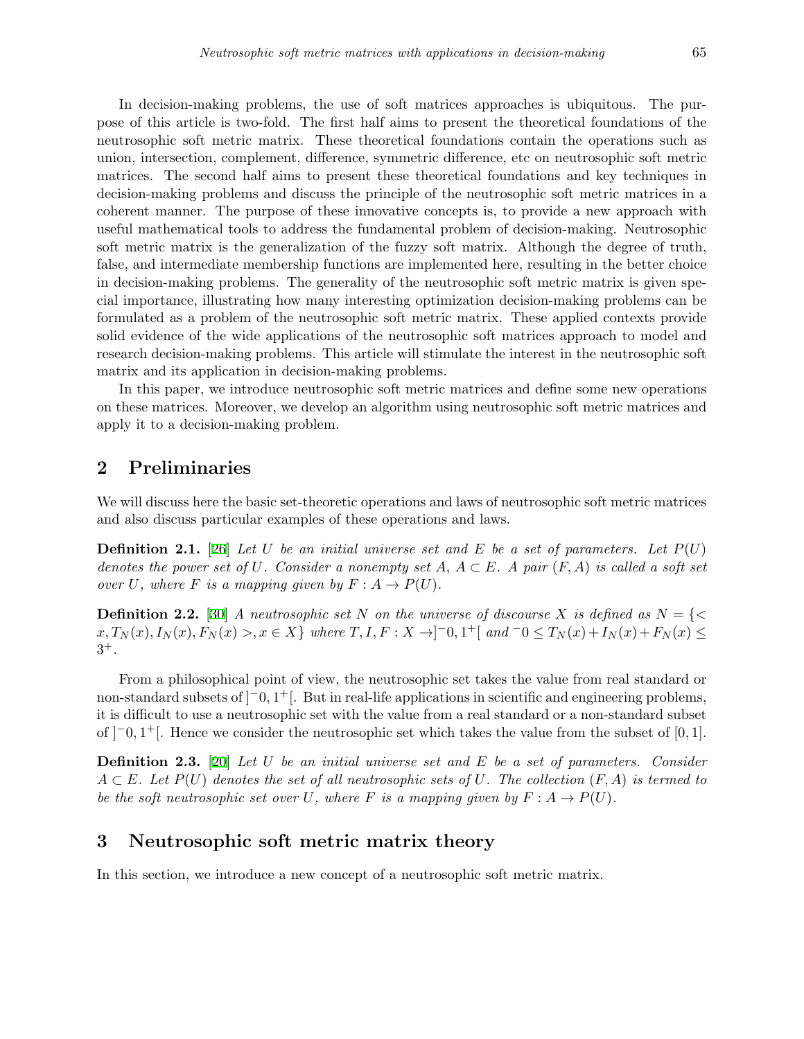In decision-making problems, the use of soft matrices approaches is ubiquitous. The purpose of this article is two-fold. The first half aims to present the theoretical foundations of the neutrosophic soft metric matrix. These theoretical foundations contain the operations such as union, intersection, complement, difference, symmetric difference, etc on neutrosophic soft metric matrices. The second half aims to present these theoretical foundations and key techniques in decision-making problems and discuss the principle of the neutrosophic soft metric matrices in a coherent manner. The purpose of these innovative concepts is, to provide a new approach with useful mathematical tools to address the fundamental problem of decision-making. Neutrosophic soft metric matrix is the generalization of the fuzzy soft matrix. Although the degree of truth, false, and intermediate membership functions are implemented here, resulting in the better choice in decision-making problems. The generality of the neutrosophic soft metric matrix is given special importance, illustrating how many interesting optimization decision-making problems can be formulated as a problem of the neutrosophic soft metric matrix. These applied contexts provide solid evidence of the wide applications of the neutrosophic soft matrices approach to model and research decision-making problems. This article will stimulate the interest in the neutrosophic soft matrix and its application in decision-making problems.

In this paper, we introduce neutrosophic soft metric matrices and define some new operations on these matrices. Moreover, we develop an algorithm using neutrosophic soft metric matrices and apply it to a decision-making problem.

## 2 Preliminaries

We will discuss here the basic set-theoretic operations and laws of neutrosophic soft metric matrices and also discuss particular examples of these operations and laws.

**Definition 2.1.** [26] *Let $U$ be an initial universe set and $E$ be a set of parameters. Let $P(U)$ denotes the power set of $U$. Consider a nonempty set $A$, $A \subset E$. A pair $(F, A)$ is called a soft set over $U$, where $F$ is a mapping given by $F : A \to P(U)$.*

**Definition 2.2.** [30] *A neutrosophic set $N$ on the universe of discourse $X$ is defined as $N = \{< x, T_N(x), I_N(x), F_N(x) >, x \in X\}$ where $T, I, F : X \to ]^-0, 1^+[$ and $^-0 \leq T_N(x) + I_N(x) + F_N(x) \leq 3^+$.*

From a philosophical point of view, the neutrosophic set takes the value from real standard or non-standard subsets of $]^-0, 1^+[$. But in real-life applications in scientific and engineering problems, it is difficult to use a neutrosophic set with the value from a real standard or a non-standard subset of $]^-0, 1^+[$. Hence we consider the neutrosophic set which takes the value from the subset of $[0, 1]$.

**Definition 2.3.** [20] *Let $U$ be an initial universe set and $E$ be a set of parameters. Consider $A \subset E$. Let $P(U)$ denotes the set of all neutrosophic sets of $U$. The collection $(F, A)$ is termed to be the soft neutrosophic set over $U$, where $F$ is a mapping given by $F : A \to P(U)$.*

## 3 Neutrosophic soft metric matrix theory

In this section, we introduce a new concept of a neutrosophic soft metric matrix.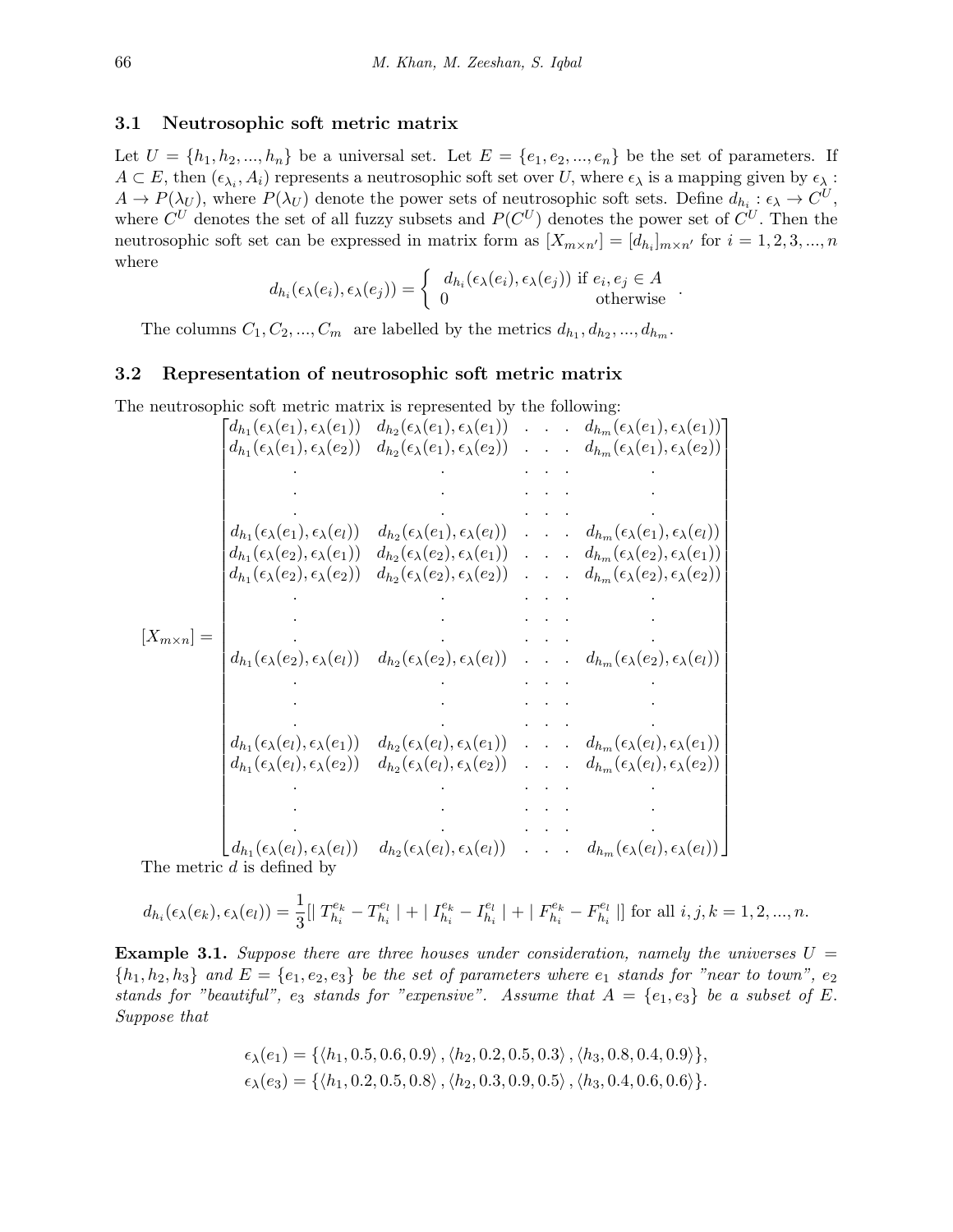### 3.1 Neutrosophic soft metric matrix

Let $U = \{h_1, h_2, ..., h_n\}$ be a universal set. Let $E = \{e_1, e_2, ..., e_n\}$ be the set of parameters. If $A \subset E$, then $(\epsilon_{\lambda_i}, A_i)$ represents a neutrosophic soft set over $U$, where $\epsilon_\lambda$ is a mapping given by $\epsilon_\lambda : A \to P(\lambda_U)$, where $P(\lambda_U)$ denote the power sets of neutrosophic soft sets. Define $d_{h_i} : \epsilon_\lambda \to C^U$, where $C^U$ denotes the set of all fuzzy subsets and $P(C^U)$ denotes the power set of $C^U$. Then the neutrosophic soft set can be expressed in matrix form as $[X_{m\times n'}] = [d_{h_i}]_{m\times n'}$ for $i = 1, 2, 3, ..., n$ where

$$d_{h_i}(\epsilon_\lambda(e_i), \epsilon_\lambda(e_j)) = \begin{cases} d_{h_i}(\epsilon_\lambda(e_i), \epsilon_\lambda(e_j)) & \text{if } e_i, e_j \in A \\ 0 & \text{otherwise} \end{cases}.$$

The columns $C_1, C_2, ..., C_m$ are labelled by the metrics $d_{h_1}, d_{h_2}, ..., d_{h_m}$.

### 3.2 Representation of neutrosophic soft metric matrix

The neutrosophic soft metric matrix is represented by the following:

$$[X_{m\times n}] = \begin{bmatrix}
d_{h_1}(\epsilon_\lambda(e_1), \epsilon_\lambda(e_1)) & d_{h_2}(\epsilon_\lambda(e_1), \epsilon_\lambda(e_1)) & \cdots & d_{h_m}(\epsilon_\lambda(e_1), \epsilon_\lambda(e_1)) \\
d_{h_1}(\epsilon_\lambda(e_1), \epsilon_\lambda(e_2)) & d_{h_2}(\epsilon_\lambda(e_1), \epsilon_\lambda(e_2)) & \cdots & d_{h_m}(\epsilon_\lambda(e_1), \epsilon_\lambda(e_2)) \\
\vdots & \vdots & \cdots & \vdots \\
d_{h_1}(\epsilon_\lambda(e_1), \epsilon_\lambda(e_l)) & d_{h_2}(\epsilon_\lambda(e_1), \epsilon_\lambda(e_l)) & \cdots & d_{h_m}(\epsilon_\lambda(e_1), \epsilon_\lambda(e_l)) \\
d_{h_1}(\epsilon_\lambda(e_2), \epsilon_\lambda(e_1)) & d_{h_2}(\epsilon_\lambda(e_2), \epsilon_\lambda(e_1)) & \cdots & d_{h_m}(\epsilon_\lambda(e_2), \epsilon_\lambda(e_1)) \\
d_{h_1}(\epsilon_\lambda(e_2), \epsilon_\lambda(e_2)) & d_{h_2}(\epsilon_\lambda(e_2), \epsilon_\lambda(e_2)) & \cdots & d_{h_m}(\epsilon_\lambda(e_2), \epsilon_\lambda(e_2)) \\
\vdots & \vdots & \cdots & \vdots \\
d_{h_1}(\epsilon_\lambda(e_2), \epsilon_\lambda(e_l)) & d_{h_2}(\epsilon_\lambda(e_2), \epsilon_\lambda(e_l)) & \cdots & d_{h_m}(\epsilon_\lambda(e_2), \epsilon_\lambda(e_l)) \\
\vdots & \vdots & \cdots & \vdots \\
d_{h_1}(\epsilon_\lambda(e_l), \epsilon_\lambda(e_1)) & d_{h_2}(\epsilon_\lambda(e_l), \epsilon_\lambda(e_1)) & \cdots & d_{h_m}(\epsilon_\lambda(e_l), \epsilon_\lambda(e_1)) \\
d_{h_1}(\epsilon_\lambda(e_l), \epsilon_\lambda(e_2)) & d_{h_2}(\epsilon_\lambda(e_l), \epsilon_\lambda(e_2)) & \cdots & d_{h_m}(\epsilon_\lambda(e_l), \epsilon_\lambda(e_2)) \\
\vdots & \vdots & \cdots & \vdots \\
d_{h_1}(\epsilon_\lambda(e_l), \epsilon_\lambda(e_l)) & d_{h_2}(\epsilon_\lambda(e_l), \epsilon_\lambda(e_l)) & \cdots & d_{h_m}(\epsilon_\lambda(e_l), \epsilon_\lambda(e_l))
\end{bmatrix}$$

The metric $d$ is defined by

$$d_{h_i}(\epsilon_\lambda(e_k), \epsilon_\lambda(e_l)) = \frac{1}{3}[\mid T_{h_i}^{e_k} - T_{h_i}^{e_l} \mid + \mid I_{h_i}^{e_k} - I_{h_i}^{e_l} \mid + \mid F_{h_i}^{e_k} - F_{h_i}^{e_l} \mid] \text{ for all } i, j, k = 1, 2, ..., n.$$

**Example 3.1.** *Suppose there are three houses under consideration, namely the universes $U = \{h_1, h_2, h_3\}$ and $E = \{e_1, e_2, e_3\}$ be the set of parameters where $e_1$ stands for "near to town", $e_2$ stands for "beautiful", $e_3$ stands for "expensive". Assume that $A = \{e_1, e_3\}$ be a subset of $E$. Suppose that*

$$\epsilon_\lambda(e_1) = \{\langle h_1, 0.5, 0.6, 0.9\rangle, \langle h_2, 0.2, 0.5, 0.3\rangle, \langle h_3, 0.8, 0.4, 0.9\rangle\},$$
$$\epsilon_\lambda(e_3) = \{\langle h_1, 0.2, 0.5, 0.8\rangle, \langle h_2, 0.3, 0.9, 0.5\rangle, \langle h_3, 0.4, 0.6, 0.6\rangle\}.$$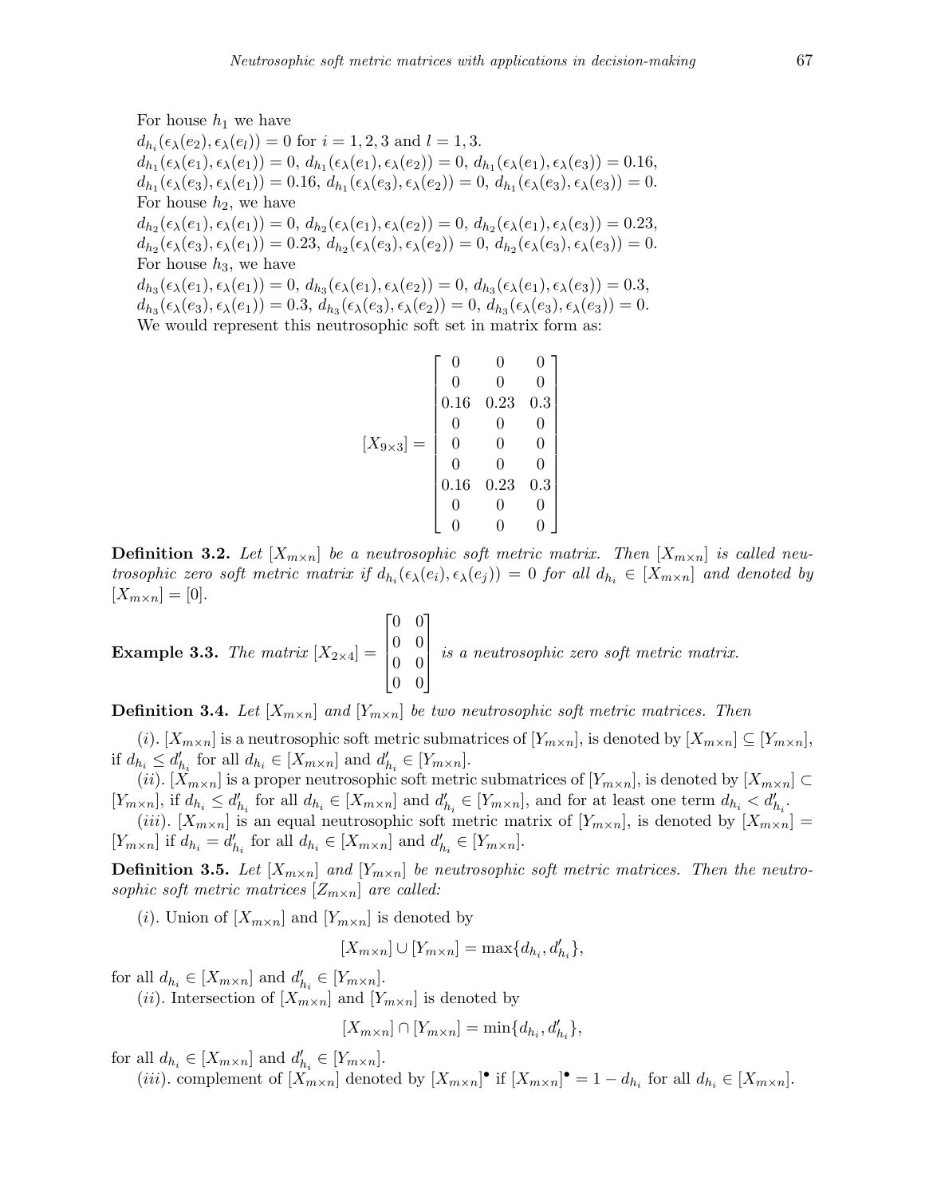For house $h_1$ we have
$d_{h_i}(\epsilon_\lambda(e_2), \epsilon_\lambda(e_l)) = 0$ for $i = 1, 2, 3$ and $l = 1, 3$.
$d_{h_1}(\epsilon_\lambda(e_1), \epsilon_\lambda(e_1)) = 0$, $d_{h_1}(\epsilon_\lambda(e_1), \epsilon_\lambda(e_2)) = 0$, $d_{h_1}(\epsilon_\lambda(e_1), \epsilon_\lambda(e_3)) = 0.16$,
$d_{h_1}(\epsilon_\lambda(e_3), \epsilon_\lambda(e_1)) = 0.16$, $d_{h_1}(\epsilon_\lambda(e_3), \epsilon_\lambda(e_2)) = 0$, $d_{h_1}(\epsilon_\lambda(e_3), \epsilon_\lambda(e_3)) = 0$.
For house $h_2$, we have
$d_{h_2}(\epsilon_\lambda(e_1), \epsilon_\lambda(e_1)) = 0$, $d_{h_2}(\epsilon_\lambda(e_1), \epsilon_\lambda(e_2)) = 0$, $d_{h_2}(\epsilon_\lambda(e_1), \epsilon_\lambda(e_3)) = 0.23$,
$d_{h_2}(\epsilon_\lambda(e_3), \epsilon_\lambda(e_1)) = 0.23$, $d_{h_2}(\epsilon_\lambda(e_3), \epsilon_\lambda(e_2)) = 0$, $d_{h_2}(\epsilon_\lambda(e_3), \epsilon_\lambda(e_3)) = 0$.
For house $h_3$, we have
$d_{h_3}(\epsilon_\lambda(e_1), \epsilon_\lambda(e_1)) = 0$, $d_{h_3}(\epsilon_\lambda(e_1), \epsilon_\lambda(e_2)) = 0$, $d_{h_3}(\epsilon_\lambda(e_1), \epsilon_\lambda(e_3)) = 0.3$,
$d_{h_3}(\epsilon_\lambda(e_3), \epsilon_\lambda(e_1)) = 0.3$, $d_{h_3}(\epsilon_\lambda(e_3), \epsilon_\lambda(e_2)) = 0$, $d_{h_3}(\epsilon_\lambda(e_3), \epsilon_\lambda(e_3)) = 0$.
We would represent this neutrosophic soft set in matrix form as:

$$[X_{9\times 3}] = \begin{bmatrix} 0 & 0 & 0 \\ 0 & 0 & 0 \\ 0.16 & 0.23 & 0.3 \\ 0 & 0 & 0 \\ 0 & 0 & 0 \\ 0 & 0 & 0 \\ 0.16 & 0.23 & 0.3 \\ 0 & 0 & 0 \\ 0 & 0 & 0 \end{bmatrix}$$

**Definition 3.2.** *Let $[X_{m\times n}]$ be a neutrosophic soft metric matrix. Then $[X_{m\times n}]$ is called neutrosophic zero soft metric matrix if $d_{h_i}(\epsilon_\lambda(e_i), \epsilon_\lambda(e_j)) = 0$ for all $d_{h_i} \in [X_{m\times n}]$ and denoted by $[X_{m\times n}] = [0]$.*

**Example 3.3.** *The matrix* $[X_{2\times 4}] = \begin{bmatrix} 0 & 0 \\ 0 & 0 \\ 0 & 0 \\ 0 & 0 \end{bmatrix}$ *is a neutrosophic zero soft metric matrix.*

**Definition 3.4.** *Let $[X_{m\times n}]$ and $[Y_{m\times n}]$ be two neutrosophic soft metric matrices. Then*

$(i)$. $[X_{m\times n}]$ is a neutrosophic soft metric submatrices of $[Y_{m\times n}]$, is denoted by $[X_{m\times n}] \subseteq [Y_{m\times n}]$, if $d_{h_i} \leq d'_{h_i}$ for all $d_{h_i} \in [X_{m\times n}]$ and $d'_{h_i} \in [Y_{m\times n}]$.

$(ii)$. $[X_{m\times n}]$ is a proper neutrosophic soft metric submatrices of $[Y_{m\times n}]$, is denoted by $[X_{m\times n}] \subset [Y_{m\times n}]$, if $d_{h_i} \leq d'_{h_i}$ for all $d_{h_i} \in [X_{m\times n}]$ and $d'_{h_i} \in [Y_{m\times n}]$, and for at least one term $d_{h_i} < d'_{h_i}$.

$(iii)$. $[X_{m\times n}]$ is an equal neutrosophic soft metric matrix of $[Y_{m\times n}]$, is denoted by $[X_{m\times n}] = [Y_{m\times n}]$ if $d_{h_i} = d'_{h_i}$ for all $d_{h_i} \in [X_{m\times n}]$ and $d'_{h_i} \in [Y_{m\times n}]$.

**Definition 3.5.** *Let $[X_{m\times n}]$ and $[Y_{m\times n}]$ be neutrosophic soft metric matrices. Then the neutrosophic soft metric matrices $[Z_{m\times n}]$ are called:*

$(i)$. Union of $[X_{m\times n}]$ and $[Y_{m\times n}]$ is denoted by

$$[X_{m\times n}] \cup [Y_{m\times n}] = \max\{d_{h_i}, d'_{h_i}\},$$

for all $d_{h_i} \in [X_{m\times n}]$ and $d'_{h_i} \in [Y_{m\times n}]$.

$(ii)$. Intersection of $[X_{m\times n}]$ and $[Y_{m\times n}]$ is denoted by

$$[X_{m\times n}] \cap [Y_{m\times n}] = \min\{d_{h_i}, d'_{h_i}\},$$

for all $d_{h_i} \in [X_{m\times n}]$ and $d'_{h_i} \in [Y_{m\times n}]$.

$(iii)$. complement of $[X_{m\times n}]$ denoted by $[X_{m\times n}]^\bullet$ if $[X_{m\times n}]^\bullet = 1 - d_{h_i}$ for all $d_{h_i} \in [X_{m\times n}]$.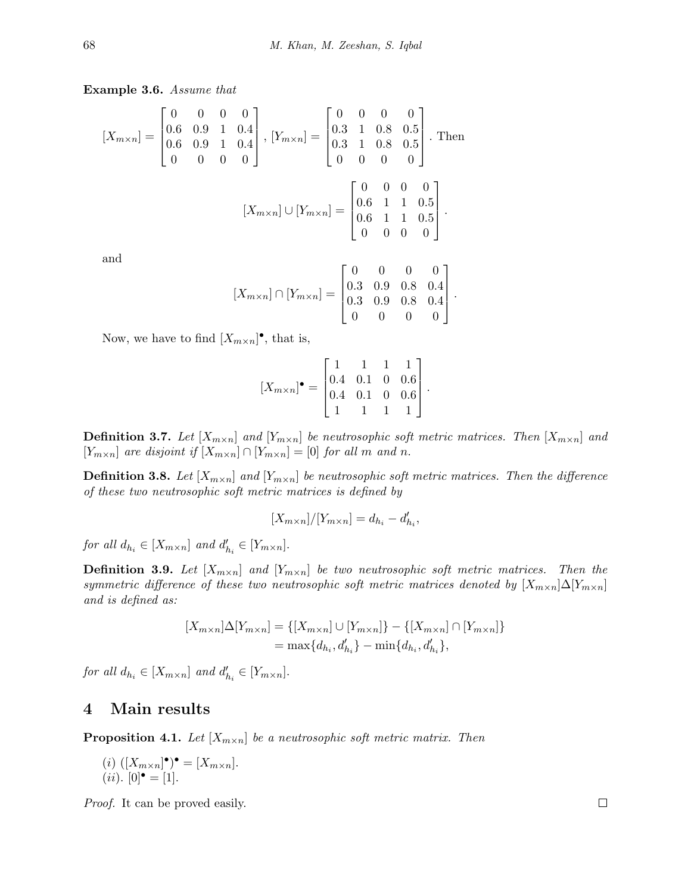**Example 3.6.** *Assume that*

$$[X_{m\times n}] = \begin{bmatrix} 0 & 0 & 0 & 0 \\ 0.6 & 0.9 & 1 & 0.4 \\ 0.6 & 0.9 & 1 & 0.4 \\ 0 & 0 & 0 & 0 \end{bmatrix},\ [Y_{m\times n}] = \begin{bmatrix} 0 & 0 & 0 & 0 \\ 0.3 & 1 & 0.8 & 0.5 \\ 0.3 & 1 & 0.8 & 0.5 \\ 0 & 0 & 0 & 0 \end{bmatrix}. \text{ Then}$$

$$[X_{m\times n}] \cup [Y_{m\times n}] = \begin{bmatrix} 0 & 0 & 0 & 0 \\ 0.6 & 1 & 1 & 0.5 \\ 0.6 & 1 & 1 & 0.5 \\ 0 & 0 & 0 & 0 \end{bmatrix}.$$

and

$$[X_{m\times n}] \cap [Y_{m\times n}] = \begin{bmatrix} 0 & 0 & 0 & 0 \\ 0.3 & 0.9 & 0.8 & 0.4 \\ 0.3 & 0.9 & 0.8 & 0.4 \\ 0 & 0 & 0 & 0 \end{bmatrix}.$$

Now, we have to find $[X_{m\times n}]^\bullet$, that is,

$$[X_{m\times n}]^\bullet = \begin{bmatrix} 1 & 1 & 1 & 1 \\ 0.4 & 0.1 & 0 & 0.6 \\ 0.4 & 0.1 & 0 & 0.6 \\ 1 & 1 & 1 & 1 \end{bmatrix}.$$

**Definition 3.7.** *Let $[X_{m\times n}]$ and $[Y_{m\times n}]$ be neutrosophic soft metric matrices. Then $[X_{m\times n}]$ and $[Y_{m\times n}]$ are disjoint if $[X_{m\times n}] \cap [Y_{m\times n}] = [0]$ for all $m$ and $n$.*

**Definition 3.8.** *Let $[X_{m\times n}]$ and $[Y_{m\times n}]$ be neutrosophic soft metric matrices. Then the difference of these two neutrosophic soft metric matrices is defined by*

$$[X_{m\times n}]/[Y_{m\times n}] = d_{h_i} - d'_{h_i},$$

*for all $d_{h_i} \in [X_{m\times n}]$ and $d'_{h_i} \in [Y_{m\times n}]$.*

**Definition 3.9.** *Let $[X_{m\times n}]$ and $[Y_{m\times n}]$ be two neutrosophic soft metric matrices. Then the symmetric difference of these two neutrosophic soft metric matrices denoted by $[X_{m\times n}]\Delta[Y_{m\times n}]$ and is defined as:*

$$\begin{aligned}[X_{m\times n}]\Delta[Y_{m\times n}] &= \{[X_{m\times n}] \cup [Y_{m\times n}]\} - \{[X_{m\times n}] \cap [Y_{m\times n}]\} \\ &= \max\{d_{h_i}, d'_{h_i}\} - \min\{d_{h_i}, d'_{h_i}\},\end{aligned}$$

*for all $d_{h_i} \in [X_{m\times n}]$ and $d'_{h_i} \in [Y_{m\times n}]$.*

## 4 Main results

**Proposition 4.1.** *Let $[X_{m\times n}]$ be a neutrosophic soft metric matrix. Then*

$(i)$ $([X_{m\times n}]^\bullet)^\bullet = [X_{m\times n}]$.
$(ii)$. $[0]^\bullet = [1]$.

*Proof.* It can be proved easily. □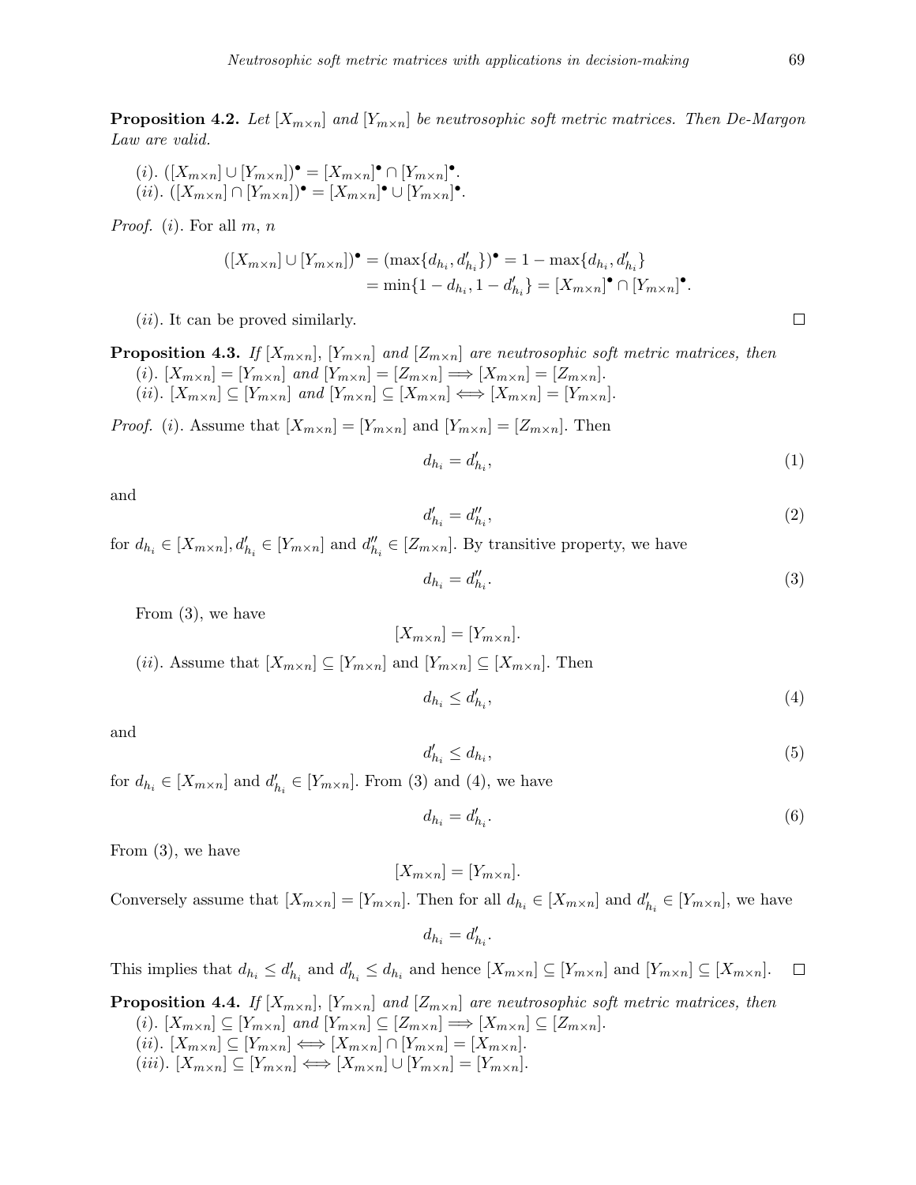**Proposition 4.2.** *Let $[X_{m\times n}]$ and $[Y_{m\times n}]$ be neutrosophic soft metric matrices. Then De-Margon Law are valid.*

*(i).* $([X_{m\times n}] \cup [Y_{m\times n}])^{\bullet} = [X_{m\times n}]^{\bullet} \cap [Y_{m\times n}]^{\bullet}$.
*(ii).* $([X_{m\times n}] \cap [Y_{m\times n}])^{\bullet} = [X_{m\times n}]^{\bullet} \cup [Y_{m\times n}]^{\bullet}$.

*Proof.* (i). For all $m$, $n$

$$
\begin{aligned}
([X_{m\times n}] \cup [Y_{m\times n}])^{\bullet} &= (\max\{d_{h_i}, d'_{h_i}\})^{\bullet} = 1 - \max\{d_{h_i}, d'_{h_i}\} \\
&= \min\{1 - d_{h_i}, 1 - d'_{h_i}\} = [X_{m\times n}]^{\bullet} \cap [Y_{m\times n}]^{\bullet}.
\end{aligned}
$$

(ii). It can be proved similarly. □

**Proposition 4.3.** *If $[X_{m\times n}]$, $[Y_{m\times n}]$ and $[Z_{m\times n}]$ are neutrosophic soft metric matrices, then*
*(i).* $[X_{m\times n}] = [Y_{m\times n}]$ *and* $[Y_{m\times n}] = [Z_{m\times n}] \Longrightarrow [X_{m\times n}] = [Z_{m\times n}]$.
*(ii).* $[X_{m\times n}] \subseteq [Y_{m\times n}]$ *and* $[Y_{m\times n}] \subseteq [X_{m\times n}] \Longleftrightarrow [X_{m\times n}] = [Y_{m\times n}]$.

*Proof.* (i). Assume that $[X_{m\times n}] = [Y_{m\times n}]$ and $[Y_{m\times n}] = [Z_{m\times n}]$. Then

$$d_{h_i} = d'_{h_i}, \tag{1}$$

and

$$d'_{h_i} = d''_{h_i}, \tag{2}$$

for $d_{h_i} \in [X_{m\times n}], d'_{h_i} \in [Y_{m\times n}]$ and $d''_{h_i} \in [Z_{m\times n}]$. By transitive property, we have

$$d_{h_i} = d''_{h_i}. \tag{3}$$

From (3), we have

$$[X_{m\times n}] = [Y_{m\times n}].$$

(ii). Assume that $[X_{m\times n}] \subseteq [Y_{m\times n}]$ and $[Y_{m\times n}] \subseteq [X_{m\times n}]$. Then

$$d_{h_i} \leq d'_{h_i}, \tag{4}$$

and

$$d'_{h_i} \leq d_{h_i}, \tag{5}$$

for $d_{h_i} \in [X_{m\times n}]$ and $d'_{h_i} \in [Y_{m\times n}]$. From (3) and (4), we have

$$d_{h_i} = d'_{h_i}. \tag{6}$$

From (3), we have

$$[X_{m\times n}] = [Y_{m\times n}].$$

Conversely assume that $[X_{m\times n}] = [Y_{m\times n}]$. Then for all $d_{h_i} \in [X_{m\times n}]$ and $d'_{h_i} \in [Y_{m\times n}]$, we have

$$d_{h_i} = d'_{h_i}.$$

This implies that $d_{h_i} \leq d'_{h_i}$ and $d'_{h_i} \leq d_{h_i}$ and hence $[X_{m\times n}] \subseteq [Y_{m\times n}]$ and $[Y_{m\times n}] \subseteq [X_{m\times n}]$. □

**Proposition 4.4.** *If $[X_{m\times n}]$, $[Y_{m\times n}]$ and $[Z_{m\times n}]$ are neutrosophic soft metric matrices, then*
*(i).* $[X_{m\times n}] \subseteq [Y_{m\times n}]$ *and* $[Y_{m\times n}] \subseteq [Z_{m\times n}] \Longrightarrow [X_{m\times n}] \subseteq [Z_{m\times n}]$.
*(ii).* $[X_{m\times n}] \subseteq [Y_{m\times n}] \Longleftrightarrow [X_{m\times n}] \cap [Y_{m\times n}] = [X_{m\times n}]$.
*(iii).* $[X_{m\times n}] \subseteq [Y_{m\times n}] \Longleftrightarrow [X_{m\times n}] \cup [Y_{m\times n}] = [Y_{m\times n}]$.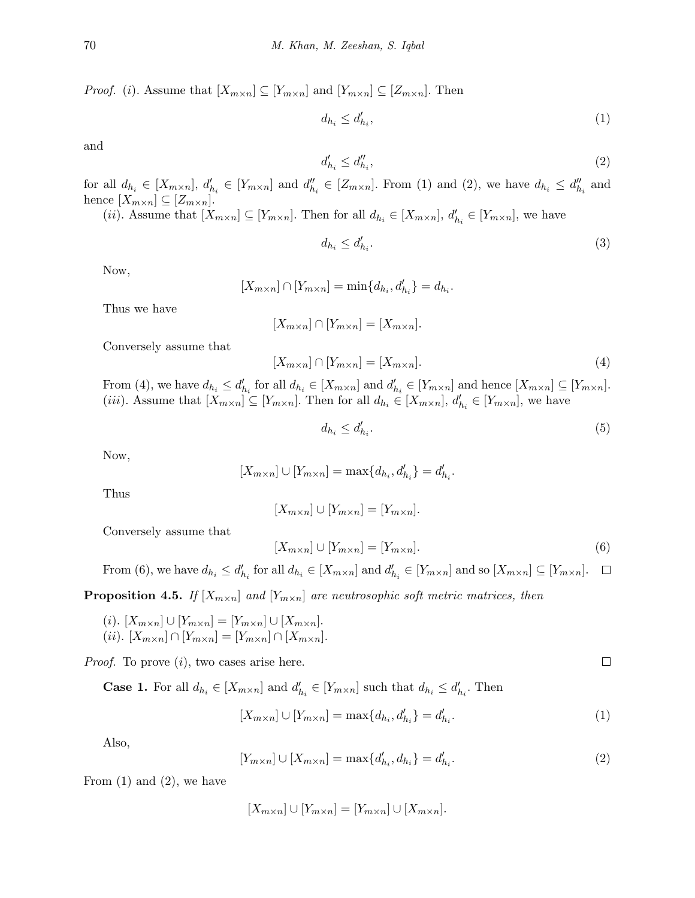*Proof.* $(i)$. Assume that $[X_{m\times n}] \subseteq [Y_{m\times n}]$ and $[Y_{m\times n}] \subseteq [Z_{m\times n}]$. Then

$$d_{h_i} \leq d'_{h_i}, \tag{1}$$

and

$$d'_{h_i} \leq d''_{h_i}, \tag{2}$$

for all $d_{h_i} \in [X_{m\times n}]$, $d'_{h_i} \in [Y_{m\times n}]$ and $d''_{h_i} \in [Z_{m\times n}]$. From (1) and (2), we have $d_{h_i} \leq d''_{h_i}$ and hence $[X_{m\times n}] \subseteq [Z_{m\times n}]$.

$(ii)$. Assume that $[X_{m\times n}] \subseteq [Y_{m\times n}]$. Then for all $d_{h_i} \in [X_{m\times n}]$, $d'_{h_i} \in [Y_{m\times n}]$, we have

$$d_{h_i} \leq d'_{h_i}. \tag{3}$$

Now,

$$[X_{m\times n}] \cap [Y_{m\times n}] = \min\{d_{h_i}, d'_{h_i}\} = d_{h_i}.$$

Thus we have

$$[X_{m\times n}] \cap [Y_{m\times n}] = [X_{m\times n}].$$

Conversely assume that

$$[X_{m\times n}] \cap [Y_{m\times n}] = [X_{m\times n}]. \tag{4}$$

From (4), we have $d_{h_i} \leq d'_{h_i}$ for all $d_{h_i} \in [X_{m\times n}]$ and $d'_{h_i} \in [Y_{m\times n}]$ and hence $[X_{m\times n}] \subseteq [Y_{m\times n}]$.

$(iii)$. Assume that $[X_{m\times n}] \subseteq [Y_{m\times n}]$. Then for all $d_{h_i} \in [X_{m\times n}]$, $d'_{h_i} \in [Y_{m\times n}]$, we have

$$d_{h_i} \leq d'_{h_i}. \tag{5}$$

Now,

$$[X_{m\times n}] \cup [Y_{m\times n}] = \max\{d_{h_i}, d'_{h_i}\} = d'_{h_i}.$$

Thus

$$[X_{m\times n}] \cup [Y_{m\times n}] = [Y_{m\times n}].$$

Conversely assume that

$$[X_{m\times n}] \cup [Y_{m\times n}] = [Y_{m\times n}]. \tag{6}$$

From (6), we have $d_{h_i} \leq d'_{h_i}$ for all $d_{h_i} \in [X_{m\times n}]$ and $d'_{h_i} \in [Y_{m\times n}]$ and so $[X_{m\times n}] \subseteq [Y_{m\times n}]$. □

**Proposition 4.5.** *If $[X_{m\times n}]$ and $[Y_{m\times n}]$ are neutrosophic soft metric matrices, then*

$(i)$. $[X_{m\times n}] \cup [Y_{m\times n}] = [Y_{m\times n}] \cup [X_{m\times n}]$.
$(ii)$. $[X_{m\times n}] \cap [Y_{m\times n}] = [Y_{m\times n}] \cap [X_{m\times n}]$.

*Proof.* To prove $(i)$, two cases arise here. □

**Case 1.** For all $d_{h_i} \in [X_{m\times n}]$ and $d'_{h_i} \in [Y_{m\times n}]$ such that $d_{h_i} \leq d'_{h_i}$. Then

$$[X_{m\times n}] \cup [Y_{m\times n}] = \max\{d_{h_i}, d'_{h_i}\} = d'_{h_i}. \tag{1}$$

Also,

$$[Y_{m\times n}] \cup [X_{m\times n}] = \max\{d'_{h_i}, d_{h_i}\} = d'_{h_i}. \tag{2}$$

From (1) and (2), we have

$$[X_{m\times n}] \cup [Y_{m\times n}] = [Y_{m\times n}] \cup [X_{m\times n}].$$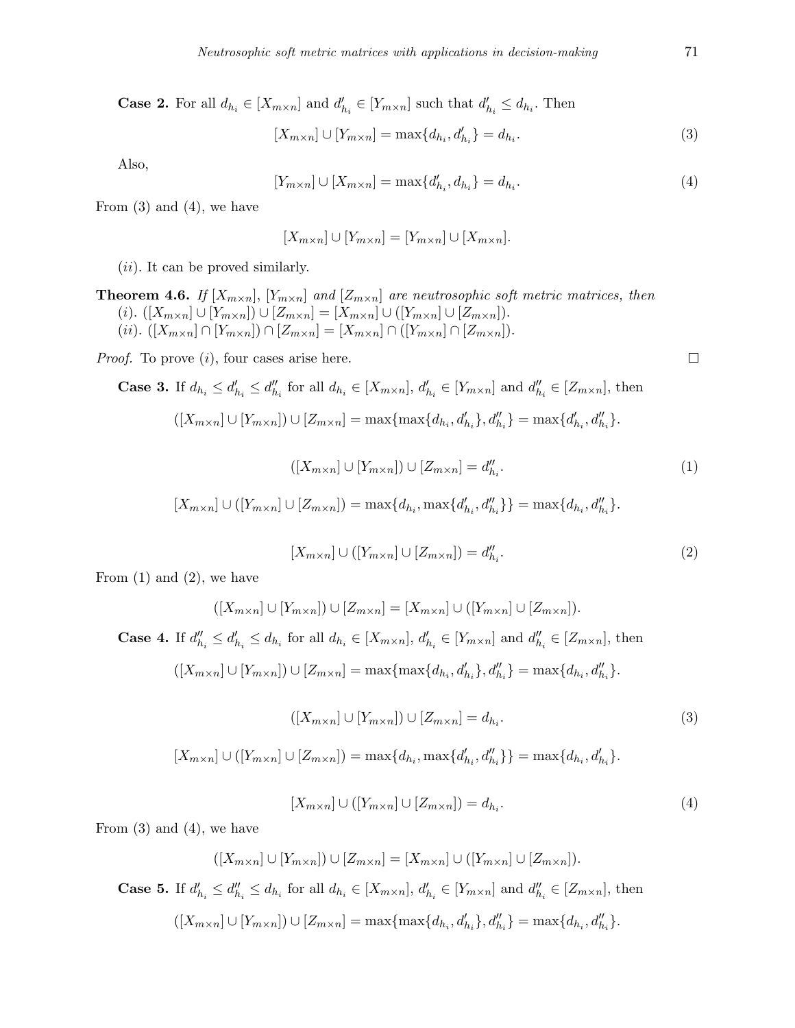**Case 2.** For all $d_{h_i} \in [X_{m\times n}]$ and $d'_{h_i} \in [Y_{m\times n}]$ such that $d'_{h_i} \leq d_{h_i}$. Then

$$[X_{m\times n}] \cup [Y_{m\times n}] = \max\{d_{h_i}, d'_{h_i}\} = d_{h_i}. \tag{3}$$

Also,

$$[Y_{m\times n}] \cup [X_{m\times n}] = \max\{d'_{h_i}, d_{h_i}\} = d_{h_i}. \tag{4}$$

From (3) and (4), we have

$$[X_{m\times n}] \cup [Y_{m\times n}] = [Y_{m\times n}] \cup [X_{m\times n}].$$

$(ii)$. It can be proved similarly.

**Theorem 4.6.** *If $[X_{m\times n}]$, $[Y_{m\times n}]$ and $[Z_{m\times n}]$ are neutrosophic soft metric matrices, then*
$(i)$. $([X_{m\times n}] \cup [Y_{m\times n}]) \cup [Z_{m\times n}] = [X_{m\times n}] \cup ([Y_{m\times n}] \cup [Z_{m\times n}])$.
$(ii)$. $([X_{m\times n}] \cap [Y_{m\times n}]) \cap [Z_{m\times n}] = [X_{m\times n}] \cap ([Y_{m\times n}] \cap [Z_{m\times n}])$.

*Proof.* To prove $(i)$, four cases arise here. □

**Case 3.** If $d_{h_i} \leq d'_{h_i} \leq d''_{h_i}$ for all $d_{h_i} \in [X_{m\times n}]$, $d'_{h_i} \in [Y_{m\times n}]$ and $d''_{h_i} \in [Z_{m\times n}]$, then

$$([X_{m\times n}] \cup [Y_{m\times n}]) \cup [Z_{m\times n}] = \max\{\max\{d_{h_i}, d'_{h_i}\}, d''_{h_i}\} = \max\{d'_{h_i}, d''_{h_i}\}.$$

$$([X_{m\times n}] \cup [Y_{m\times n}]) \cup [Z_{m\times n}] = d''_{h_i}. \tag{1}$$

$$[X_{m\times n}] \cup ([Y_{m\times n}] \cup [Z_{m\times n}]) = \max\{d_{h_i}, \max\{d'_{h_i}, d''_{h_i}\}\} = \max\{d_{h_i}, d''_{h_i}\}.$$

$$[X_{m\times n}] \cup ([Y_{m\times n}] \cup [Z_{m\times n}]) = d''_{h_i}. \tag{2}$$

From (1) and (2), we have

$$([X_{m\times n}] \cup [Y_{m\times n}]) \cup [Z_{m\times n}] = [X_{m\times n}] \cup ([Y_{m\times n}] \cup [Z_{m\times n}]).$$

**Case 4.** If $d''_{h_i} \leq d'_{h_i} \leq d_{h_i}$ for all $d_{h_i} \in [X_{m\times n}]$, $d'_{h_i} \in [Y_{m\times n}]$ and $d''_{h_i} \in [Z_{m\times n}]$, then

$$([X_{m\times n}] \cup [Y_{m\times n}]) \cup [Z_{m\times n}] = \max\{\max\{d_{h_i}, d'_{h_i}\}, d''_{h_i}\} = \max\{d_{h_i}, d''_{h_i}\}.$$

$$([X_{m\times n}] \cup [Y_{m\times n}]) \cup [Z_{m\times n}] = d_{h_i}. \tag{3}$$

$$[X_{m\times n}] \cup ([Y_{m\times n}] \cup [Z_{m\times n}]) = \max\{d_{h_i}, \max\{d'_{h_i}, d''_{h_i}\}\} = \max\{d_{h_i}, d'_{h_i}\}.$$

$$[X_{m\times n}] \cup ([Y_{m\times n}] \cup [Z_{m\times n}]) = d_{h_i}. \tag{4}$$

From (3) and (4), we have

$$([X_{m\times n}] \cup [Y_{m\times n}]) \cup [Z_{m\times n}] = [X_{m\times n}] \cup ([Y_{m\times n}] \cup [Z_{m\times n}]).$$

**Case 5.** If $d'_{h_i} \leq d''_{h_i} \leq d_{h_i}$ for all $d_{h_i} \in [X_{m\times n}]$, $d'_{h_i} \in [Y_{m\times n}]$ and $d''_{h_i} \in [Z_{m\times n}]$, then

$$([X_{m\times n}] \cup [Y_{m\times n}]) \cup [Z_{m\times n}] = \max\{\max\{d_{h_i}, d'_{h_i}\}, d''_{h_i}\} = \max\{d_{h_i}, d''_{h_i}\}.$$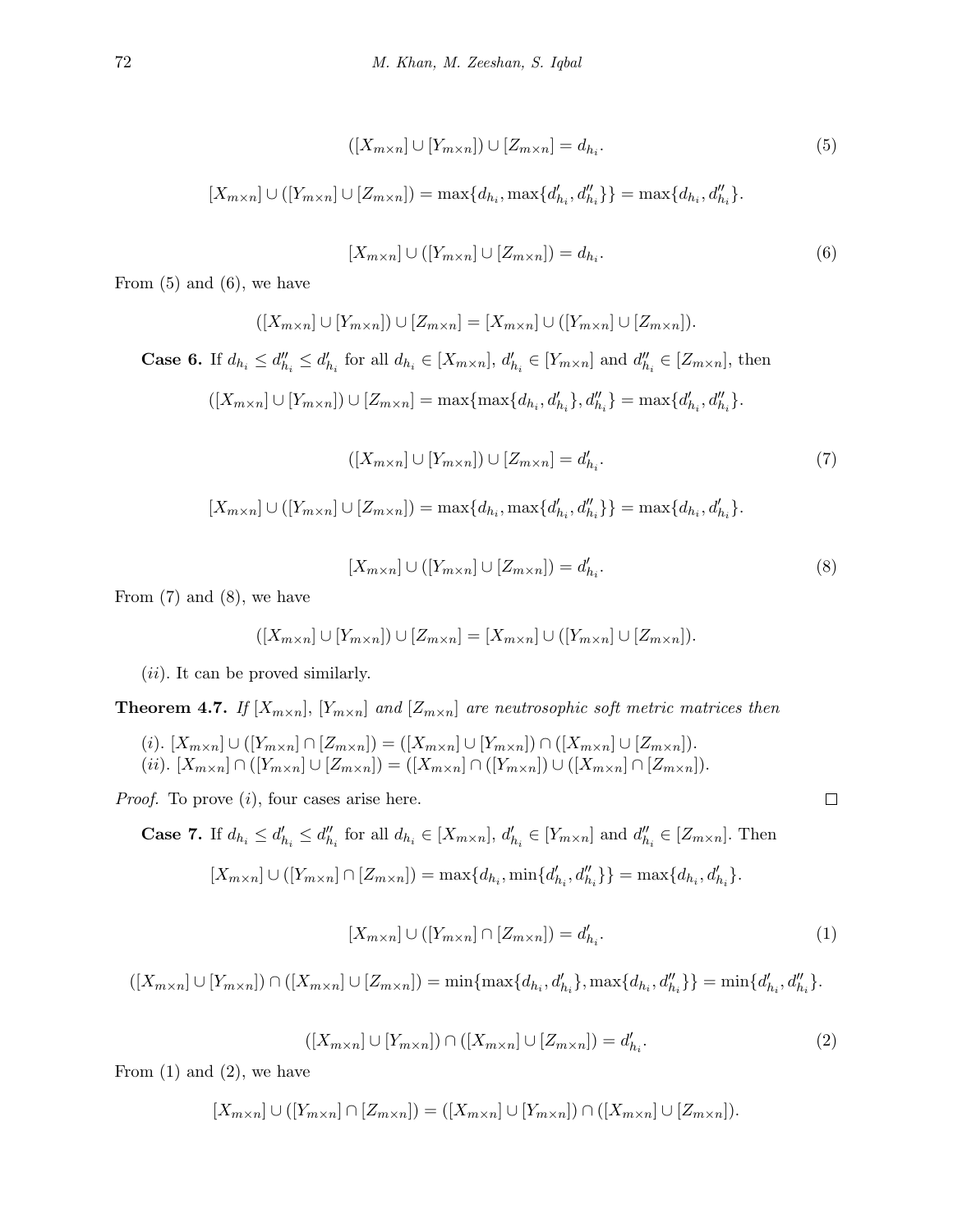$$([X_{m\times n}] \cup [Y_{m\times n}]) \cup [Z_{m\times n}] = d_{h_i}. \tag{5}$$

$$[X_{m\times n}] \cup ([Y_{m\times n}] \cup [Z_{m\times n}]) = \max\{d_{h_i}, \max\{d'_{h_i}, d''_{h_i}\}\} = \max\{d_{h_i}, d''_{h_i}\}.$$

$$[X_{m\times n}] \cup ([Y_{m\times n}] \cup [Z_{m\times n}]) = d_{h_i}. \tag{6}$$

From (5) and (6), we have

$$([X_{m\times n}] \cup [Y_{m\times n}]) \cup [Z_{m\times n}] = [X_{m\times n}] \cup ([Y_{m\times n}] \cup [Z_{m\times n}]).$$

**Case 6.** If $d_{h_i} \leq d''_{h_i} \leq d'_{h_i}$ for all $d_{h_i} \in [X_{m\times n}]$, $d'_{h_i} \in [Y_{m\times n}]$ and $d''_{h_i} \in [Z_{m\times n}]$, then

$$([X_{m\times n}] \cup [Y_{m\times n}]) \cup [Z_{m\times n}] = \max\{\max\{d_{h_i}, d'_{h_i}\}, d''_{h_i}\} = \max\{d'_{h_i}, d''_{h_i}\}.$$

$$([X_{m\times n}] \cup [Y_{m\times n}]) \cup [Z_{m\times n}] = d'_{h_i}. \tag{7}$$

$$[X_{m\times n}] \cup ([Y_{m\times n}] \cup [Z_{m\times n}]) = \max\{d_{h_i}, \max\{d'_{h_i}, d''_{h_i}\}\} = \max\{d_{h_i}, d'_{h_i}\}.$$

$$[X_{m\times n}] \cup ([Y_{m\times n}] \cup [Z_{m\times n}]) = d'_{h_i}. \tag{8}$$

From (7) and (8), we have

$$([X_{m\times n}] \cup [Y_{m\times n}]) \cup [Z_{m\times n}] = [X_{m\times n}] \cup ([Y_{m\times n}] \cup [Z_{m\times n}]).$$

$(ii)$. It can be proved similarly.

**Theorem 4.7.** *If $[X_{m\times n}]$, $[Y_{m\times n}]$ and $[Z_{m\times n}]$ are neutrosophic soft metric matrices then*

$(i)$. $[X_{m\times n}] \cup ([Y_{m\times n}] \cap [Z_{m\times n}]) = ([X_{m\times n}] \cup [Y_{m\times n}]) \cap ([X_{m\times n}] \cup [Z_{m\times n}])$.
$(ii)$. $[X_{m\times n}] \cap ([Y_{m\times n}] \cup [Z_{m\times n}]) = ([X_{m\times n}] \cap ([Y_{m\times n}]) \cup ([X_{m\times n}] \cap [Z_{m\times n}])$.

*Proof.* To prove $(i)$, four cases arise here. □

**Case 7.** If $d_{h_i} \leq d'_{h_i} \leq d''_{h_i}$ for all $d_{h_i} \in [X_{m\times n}]$, $d'_{h_i} \in [Y_{m\times n}]$ and $d''_{h_i} \in [Z_{m\times n}]$. Then

$$[X_{m\times n}] \cup ([Y_{m\times n}] \cap [Z_{m\times n}]) = \max\{d_{h_i}, \min\{d'_{h_i}, d''_{h_i}\}\} = \max\{d_{h_i}, d'_{h_i}\}.$$

$$[X_{m\times n}] \cup ([Y_{m\times n}] \cap [Z_{m\times n}]) = d'_{h_i}. \tag{1}$$

$$([X_{m\times n}] \cup [Y_{m\times n}]) \cap ([X_{m\times n}] \cup [Z_{m\times n}]) = \min\{\max\{d_{h_i}, d'_{h_i}\}, \max\{d_{h_i}, d''_{h_i}\}\} = \min\{d'_{h_i}, d''_{h_i}\}.$$

$$([X_{m\times n}] \cup [Y_{m\times n}]) \cap ([X_{m\times n}] \cup [Z_{m\times n}]) = d'_{h_i}. \tag{2}$$

From (1) and (2), we have

$$[X_{m\times n}] \cup ([Y_{m\times n}] \cap [Z_{m\times n}]) = ([X_{m\times n}] \cup [Y_{m\times n}]) \cap ([X_{m\times n}] \cup [Z_{m\times n}]).$$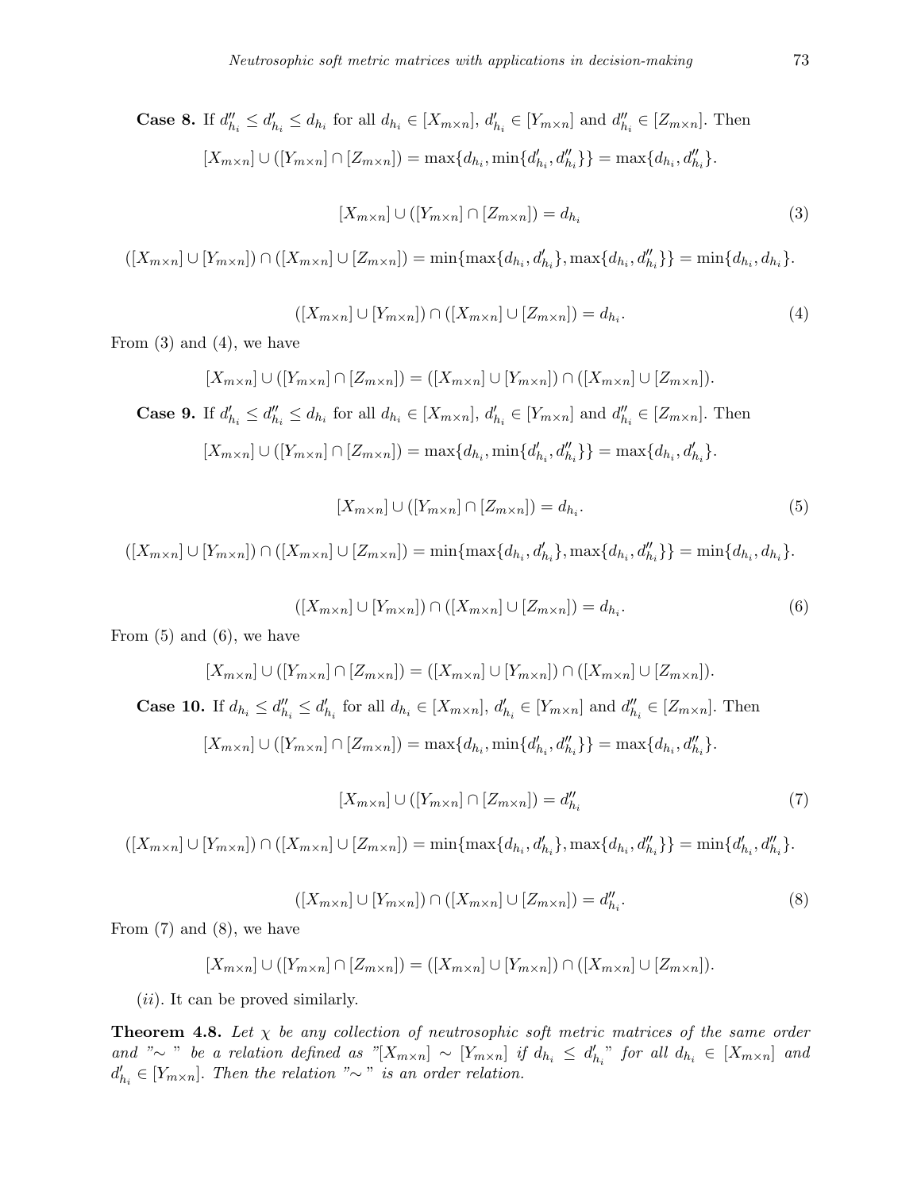**Case 8.** If $d''_{h_i} \leq d'_{h_i} \leq d_{h_i}$ for all $d_{h_i} \in [X_{m\times n}]$, $d'_{h_i} \in [Y_{m\times n}]$ and $d''_{h_i} \in [Z_{m\times n}]$. Then

$$[X_{m\times n}] \cup ([Y_{m\times n}] \cap [Z_{m\times n}]) = \max\{d_{h_i}, \min\{d'_{h_i}, d''_{h_i}\}\} = \max\{d_{h_i}, d''_{h_i}\}.$$

$$[X_{m\times n}] \cup ([Y_{m\times n}] \cap [Z_{m\times n}]) = d_{h_i} \tag{3}$$

$$([X_{m\times n}] \cup [Y_{m\times n}]) \cap ([X_{m\times n}] \cup [Z_{m\times n}]) = \min\{\max\{d_{h_i}, d'_{h_i}\}, \max\{d_{h_i}, d''_{h_i}\}\} = \min\{d_{h_i}, d_{h_i}\}.$$

$$([X_{m\times n}] \cup [Y_{m\times n}]) \cap ([X_{m\times n}] \cup [Z_{m\times n}]) = d_{h_i}. \tag{4}$$

From (3) and (4), we have

$$[X_{m\times n}] \cup ([Y_{m\times n}] \cap [Z_{m\times n}]) = ([X_{m\times n}] \cup [Y_{m\times n}]) \cap ([X_{m\times n}] \cup [Z_{m\times n}]).$$

**Case 9.** If $d'_{h_i} \leq d''_{h_i} \leq d_{h_i}$ for all $d_{h_i} \in [X_{m\times n}]$, $d'_{h_i} \in [Y_{m\times n}]$ and $d''_{h_i} \in [Z_{m\times n}]$. Then

$$[X_{m\times n}] \cup ([Y_{m\times n}] \cap [Z_{m\times n}]) = \max\{d_{h_i}, \min\{d'_{h_i}, d''_{h_i}\}\} = \max\{d_{h_i}, d'_{h_i}\}.$$

$$[X_{m\times n}] \cup ([Y_{m\times n}] \cap [Z_{m\times n}]) = d_{h_i}. \tag{5}$$

$$([X_{m\times n}] \cup [Y_{m\times n}]) \cap ([X_{m\times n}] \cup [Z_{m\times n}]) = \min\{\max\{d_{h_i}, d'_{h_i}\}, \max\{d_{h_i}, d''_{h_i}\}\} = \min\{d_{h_i}, d_{h_i}\}.$$

$$([X_{m\times n}] \cup [Y_{m\times n}]) \cap ([X_{m\times n}] \cup [Z_{m\times n}]) = d_{h_i}. \tag{6}$$

From (5) and (6), we have

$$[X_{m\times n}] \cup ([Y_{m\times n}] \cap [Z_{m\times n}]) = ([X_{m\times n}] \cup [Y_{m\times n}]) \cap ([X_{m\times n}] \cup [Z_{m\times n}]).$$

**Case 10.** If $d_{h_i} \leq d''_{h_i} \leq d'_{h_i}$ for all $d_{h_i} \in [X_{m\times n}]$, $d'_{h_i} \in [Y_{m\times n}]$ and $d''_{h_i} \in [Z_{m\times n}]$. Then

$$[X_{m\times n}] \cup ([Y_{m\times n}] \cap [Z_{m\times n}]) = \max\{d_{h_i}, \min\{d'_{h_i}, d''_{h_i}\}\} = \max\{d_{h_i}, d''_{h_i}\}.$$

$$[X_{m\times n}] \cup ([Y_{m\times n}] \cap [Z_{m\times n}]) = d''_{h_i} \tag{7}$$

$$([X_{m\times n}] \cup [Y_{m\times n}]) \cap ([X_{m\times n}] \cup [Z_{m\times n}]) = \min\{\max\{d_{h_i}, d'_{h_i}\}, \max\{d_{h_i}, d''_{h_i}\}\} = \min\{d'_{h_i}, d''_{h_i}\}.$$

$$([X_{m\times n}] \cup [Y_{m\times n}]) \cap ([X_{m\times n}] \cup [Z_{m\times n}]) = d''_{h_i}. \tag{8}$$

From (7) and (8), we have

$$[X_{m\times n}] \cup ([Y_{m\times n}] \cap [Z_{m\times n}]) = ([X_{m\times n}] \cup [Y_{m\times n}]) \cap ([X_{m\times n}] \cup [Z_{m\times n}]).$$

$(ii)$. It can be proved similarly.

**Theorem 4.8.** *Let $\chi$ be any collection of neutrosophic soft metric matrices of the same order and "$\sim$ " be a relation defined as "$[X_{m\times n}] \sim [Y_{m\times n}]$ if $d_{h_i} \leq d'_{h_i}$" for all $d_{h_i} \in [X_{m\times n}]$ and $d'_{h_i} \in [Y_{m\times n}]$. Then the relation "$\sim$ " is an order relation.*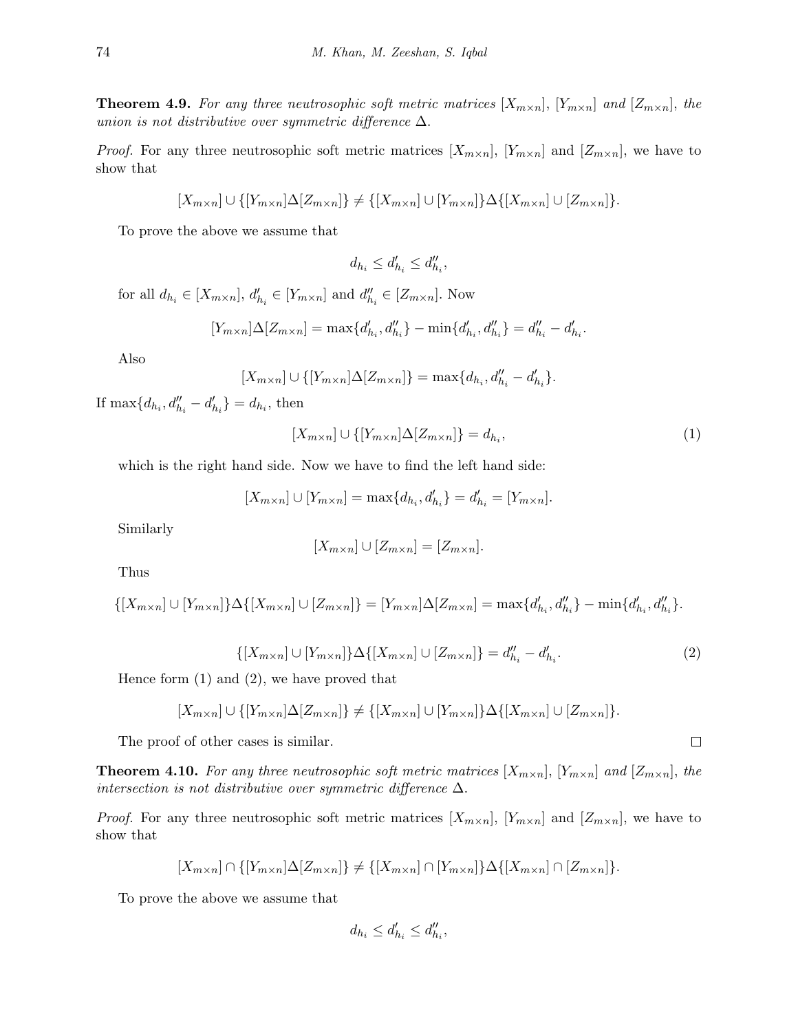**Theorem 4.9.** *For any three neutrosophic soft metric matrices $[X_{m\times n}]$, $[Y_{m\times n}]$ and $[Z_{m\times n}]$, the union is not distributive over symmetric difference $\Delta$.*

*Proof.* For any three neutrosophic soft metric matrices $[X_{m\times n}]$, $[Y_{m\times n}]$ and $[Z_{m\times n}]$, we have to show that

$$[X_{m\times n}] \cup \{[Y_{m\times n}]\Delta[Z_{m\times n}]\} \neq \{[X_{m\times n}] \cup [Y_{m\times n}]\}\Delta\{[X_{m\times n}] \cup [Z_{m\times n}]\}.$$

To prove the above we assume that

$$d_{h_i} \leq d'_{h_i} \leq d''_{h_i},$$

for all $d_{h_i} \in [X_{m\times n}]$, $d'_{h_i} \in [Y_{m\times n}]$ and $d''_{h_i} \in [Z_{m\times n}]$. Now

$$[Y_{m\times n}]\Delta[Z_{m\times n}] = \max\{d'_{h_i}, d''_{h_i}\} - \min\{d'_{h_i}, d''_{h_i}\} = d''_{h_i} - d'_{h_i}.$$

Also

$$[X_{m\times n}] \cup \{[Y_{m\times n}]\Delta[Z_{m\times n}]\} = \max\{d_{h_i}, d''_{h_i} - d'_{h_i}\}.$$

If $\max\{d_{h_i}, d''_{h_i} - d'_{h_i}\} = d_{h_i}$, then

$$[X_{m\times n}] \cup \{[Y_{m\times n}]\Delta[Z_{m\times n}]\} = d_{h_i}, \tag{1}$$

which is the right hand side. Now we have to find the left hand side:

$$[X_{m\times n}] \cup [Y_{m\times n}] = \max\{d_{h_i}, d'_{h_i}\} = d'_{h_i} = [Y_{m\times n}].$$

Similarly

$$[X_{m\times n}] \cup [Z_{m\times n}] = [Z_{m\times n}].$$

Thus

$$\{[X_{m\times n}] \cup [Y_{m\times n}]\}\Delta\{[X_{m\times n}] \cup [Z_{m\times n}]\} = [Y_{m\times n}]\Delta[Z_{m\times n}] = \max\{d'_{h_i}, d''_{h_i}\} - \min\{d'_{h_i}, d''_{h_i}\}.$$

$$\{[X_{m\times n}] \cup [Y_{m\times n}]\}\Delta\{[X_{m\times n}] \cup [Z_{m\times n}]\} = d''_{h_i} - d'_{h_i}. \tag{2}$$

Hence form (1) and (2), we have proved that

$$[X_{m\times n}] \cup \{[Y_{m\times n}]\Delta[Z_{m\times n}]\} \neq \{[X_{m\times n}] \cup [Y_{m\times n}]\}\Delta\{[X_{m\times n}] \cup [Z_{m\times n}]\}.$$

The proof of other cases is similar. □

**Theorem 4.10.** *For any three neutrosophic soft metric matrices $[X_{m\times n}]$, $[Y_{m\times n}]$ and $[Z_{m\times n}]$, the intersection is not distributive over symmetric difference $\Delta$.*

*Proof.* For any three neutrosophic soft metric matrices $[X_{m\times n}]$, $[Y_{m\times n}]$ and $[Z_{m\times n}]$, we have to show that

$$[X_{m\times n}] \cap \{[Y_{m\times n}]\Delta[Z_{m\times n}]\} \neq \{[X_{m\times n}] \cap [Y_{m\times n}]\}\Delta\{[X_{m\times n}] \cap [Z_{m\times n}]\}.$$

To prove the above we assume that

$$d_{h_i} \leq d'_{h_i} \leq d''_{h_i},$$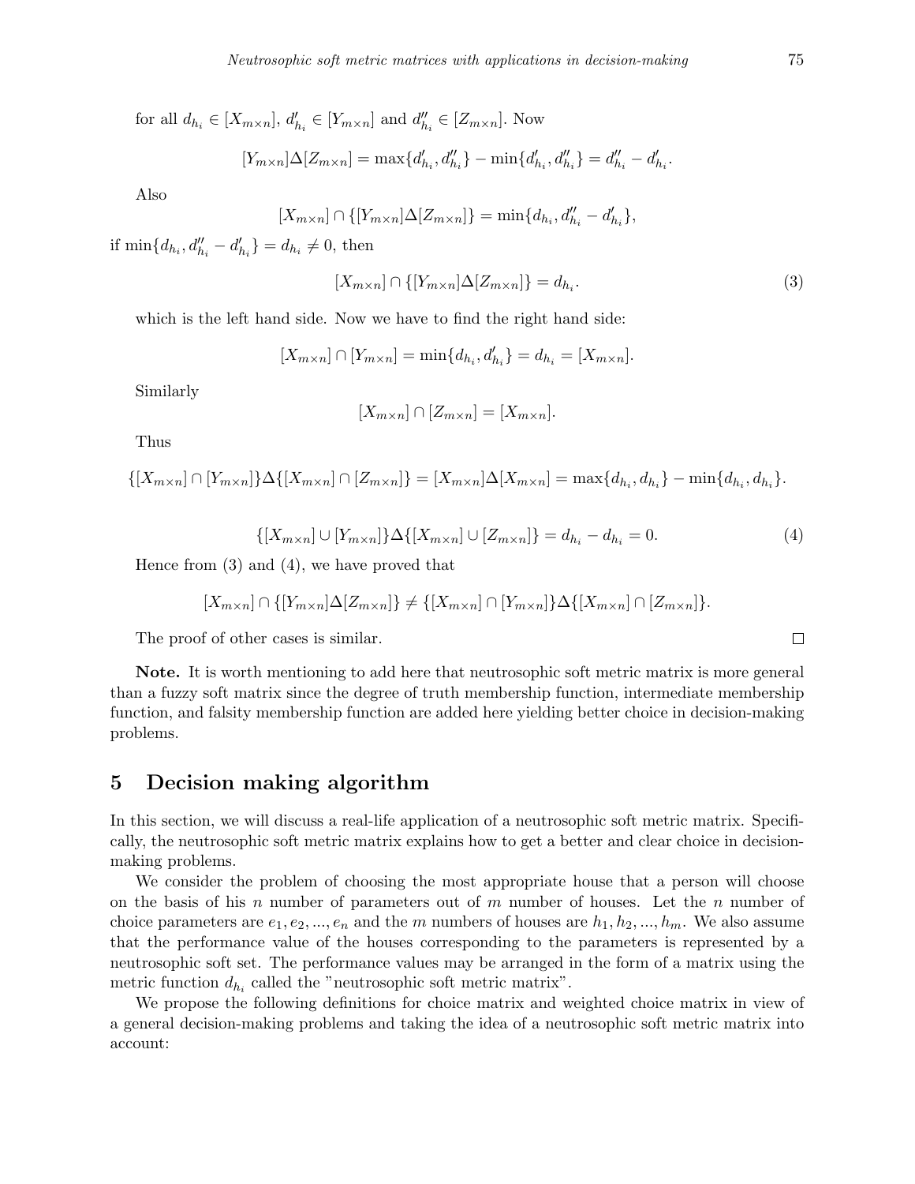for all $d_{h_i} \in [X_{m\times n}]$, $d'_{h_i} \in [Y_{m\times n}]$ and $d''_{h_i} \in [Z_{m\times n}]$. Now

$$[Y_{m\times n}]\Delta[Z_{m\times n}] = \max\{d'_{h_i}, d''_{h_i}\} - \min\{d'_{h_i}, d''_{h_i}\} = d''_{h_i} - d'_{h_i}.$$

Also

$$[X_{m\times n}] \cap \{[Y_{m\times n}]\Delta[Z_{m\times n}]\} = \min\{d_{h_i}, d''_{h_i} - d'_{h_i}\},$$

if $\min\{d_{h_i}, d''_{h_i} - d'_{h_i}\} = d_{h_i} \neq 0$, then

$$[X_{m\times n}] \cap \{[Y_{m\times n}]\Delta[Z_{m\times n}]\} = d_{h_i}. \tag{3}$$

which is the left hand side. Now we have to find the right hand side:

$$[X_{m\times n}] \cap [Y_{m\times n}] = \min\{d_{h_i}, d'_{h_i}\} = d_{h_i} = [X_{m\times n}].$$

Similarly

$$[X_{m\times n}] \cap [Z_{m\times n}] = [X_{m\times n}].$$

Thus

$$\{[X_{m\times n}] \cap [Y_{m\times n}]\}\Delta\{[X_{m\times n}] \cap [Z_{m\times n}]\} = [X_{m\times n}]\Delta[X_{m\times n}] = \max\{d_{h_i}, d_{h_i}\} - \min\{d_{h_i}, d_{h_i}\}.$$

$$\{[X_{m\times n}] \cup [Y_{m\times n}]\}\Delta\{[X_{m\times n}] \cup [Z_{m\times n}]\} = d_{h_i} - d_{h_i} = 0. \tag{4}$$

Hence from (3) and (4), we have proved that

$$[X_{m\times n}] \cap \{[Y_{m\times n}]\Delta[Z_{m\times n}]\} \neq \{[X_{m\times n}] \cap [Y_{m\times n}]\}\Delta\{[X_{m\times n}] \cap [Z_{m\times n}]\}.$$

The proof of other cases is similar. □

**Note.** It is worth mentioning to add here that neutrosophic soft metric matrix is more general than a fuzzy soft matrix since the degree of truth membership function, intermediate membership function, and falsity membership function are added here yielding better choice in decision-making problems.

## 5 Decision making algorithm

In this section, we will discuss a real-life application of a neutrosophic soft metric matrix. Specifically, the neutrosophic soft metric matrix explains how to get a better and clear choice in decision-making problems.

We consider the problem of choosing the most appropriate house that a person will choose on the basis of his $n$ number of parameters out of $m$ number of houses. Let the $n$ number of choice parameters are $e_1, e_2, ..., e_n$ and the $m$ numbers of houses are $h_1, h_2, ..., h_m$. We also assume that the performance value of the houses corresponding to the parameters is represented by a neutrosophic soft set. The performance values may be arranged in the form of a matrix using the metric function $d_{h_i}$ called the "neutrosophic soft metric matrix".

We propose the following definitions for choice matrix and weighted choice matrix in view of a general decision-making problems and taking the idea of a neutrosophic soft metric matrix into account: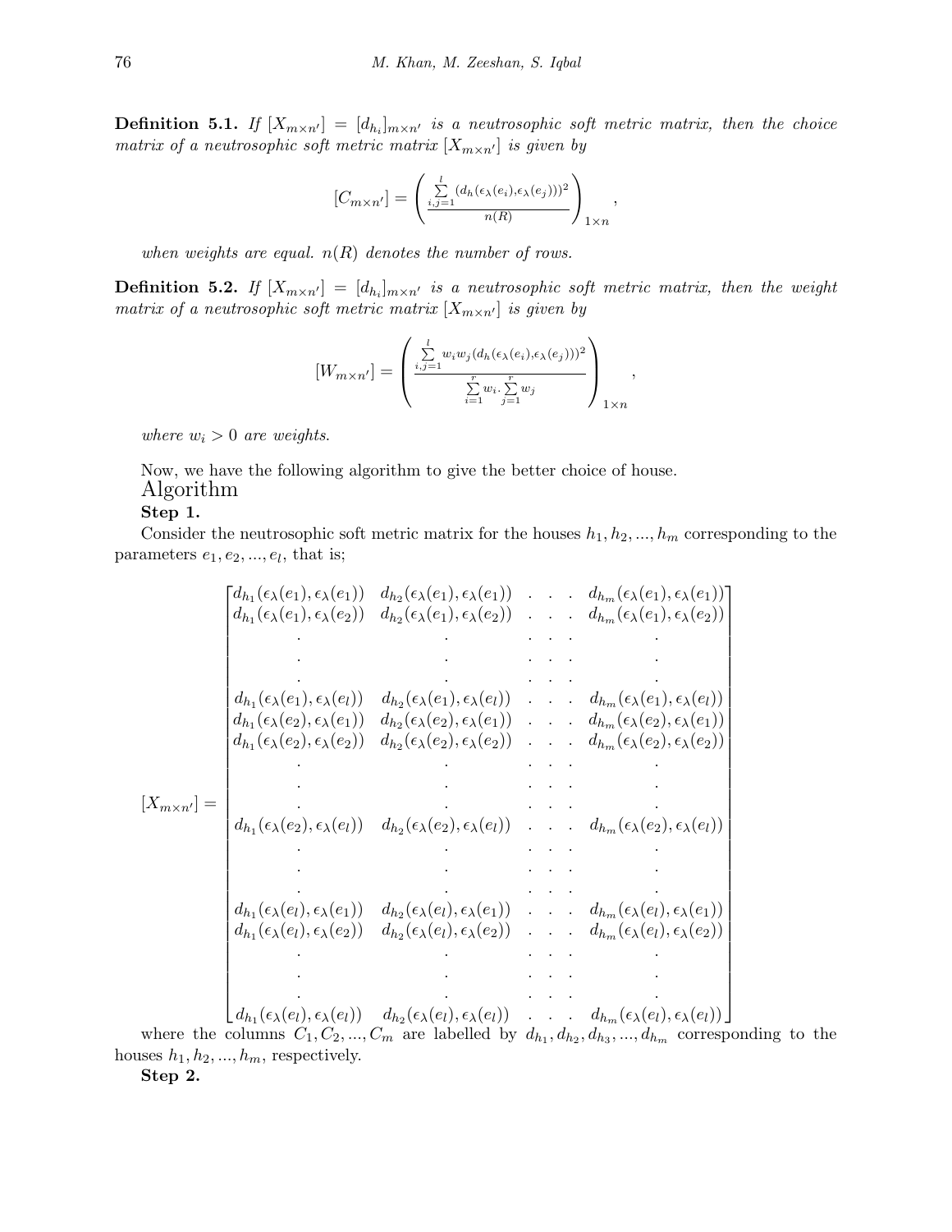**Definition 5.1.** *If $[X_{m\times n'}] = [d_{h_i}]_{m\times n'}$ is a neutrosophic soft metric matrix, then the choice matrix of a neutrosophic soft metric matrix $[X_{m\times n'}]$ is given by*

$$[C_{m\times n'}] = \left( \frac{\sum_{i,j=1}^{l} (d_h(\epsilon_\lambda(e_i), \epsilon_\lambda(e_j)))^2}{n(R)} \right)_{1\times n},$$

*when weights are equal. $n(R)$ denotes the number of rows.*

**Definition 5.2.** *If $[X_{m\times n'}] = [d_{h_i}]_{m\times n'}$ is a neutrosophic soft metric matrix, then the weight matrix of a neutrosophic soft metric matrix $[X_{m\times n'}]$ is given by*

$$[W_{m\times n'}] = \left( \frac{\sum_{i,j=1}^{l} w_i w_j (d_h(\epsilon_\lambda(e_i), \epsilon_\lambda(e_j)))^2}{\sum_{i=1}^{r} w_i . \sum_{j=1}^{r} w_j} \right)_{1\times n},$$

*where $w_i > 0$ are weights.*

Now, we have the following algorithm to give the better choice of house.

## Algorithm

**Step 1.**

Consider the neutrosophic soft metric matrix for the houses $h_1, h_2, ..., h_m$ corresponding to the parameters $e_1, e_2, ..., e_l$, that is;

$$[X_{m\times n'}] = \begin{bmatrix} d_{h_1}(\epsilon_\lambda(e_1), \epsilon_\lambda(e_1)) & d_{h_2}(\epsilon_\lambda(e_1), \epsilon_\lambda(e_1)) & \cdots & d_{h_m}(\epsilon_\lambda(e_1), \epsilon_\lambda(e_1)) \\ d_{h_1}(\epsilon_\lambda(e_1), \epsilon_\lambda(e_2)) & d_{h_2}(\epsilon_\lambda(e_1), \epsilon_\lambda(e_2)) & \cdots & d_{h_m}(\epsilon_\lambda(e_1), \epsilon_\lambda(e_2)) \\ \vdots & \vdots & & \vdots \\ d_{h_1}(\epsilon_\lambda(e_1), \epsilon_\lambda(e_l)) & d_{h_2}(\epsilon_\lambda(e_1), \epsilon_\lambda(e_l)) & \cdots & d_{h_m}(\epsilon_\lambda(e_1), \epsilon_\lambda(e_l)) \\ d_{h_1}(\epsilon_\lambda(e_2), \epsilon_\lambda(e_1)) & d_{h_2}(\epsilon_\lambda(e_2), \epsilon_\lambda(e_1)) & \cdots & d_{h_m}(\epsilon_\lambda(e_2), \epsilon_\lambda(e_1)) \\ d_{h_1}(\epsilon_\lambda(e_2), \epsilon_\lambda(e_2)) & d_{h_2}(\epsilon_\lambda(e_2), \epsilon_\lambda(e_2)) & \cdots & d_{h_m}(\epsilon_\lambda(e_2), \epsilon_\lambda(e_2)) \\ \vdots & \vdots & & \vdots \\ d_{h_1}(\epsilon_\lambda(e_2), \epsilon_\lambda(e_l)) & d_{h_2}(\epsilon_\lambda(e_2), \epsilon_\lambda(e_l)) & \cdots & d_{h_m}(\epsilon_\lambda(e_2), \epsilon_\lambda(e_l)) \\ \vdots & \vdots & & \vdots \\ d_{h_1}(\epsilon_\lambda(e_l), \epsilon_\lambda(e_1)) & d_{h_2}(\epsilon_\lambda(e_l), \epsilon_\lambda(e_1)) & \cdots & d_{h_m}(\epsilon_\lambda(e_l), \epsilon_\lambda(e_1)) \\ d_{h_1}(\epsilon_\lambda(e_l), \epsilon_\lambda(e_2)) & d_{h_2}(\epsilon_\lambda(e_l), \epsilon_\lambda(e_2)) & \cdots & d_{h_m}(\epsilon_\lambda(e_l), \epsilon_\lambda(e_2)) \\ \vdots & \vdots & & \vdots \\ d_{h_1}(\epsilon_\lambda(e_l), \epsilon_\lambda(e_l)) & d_{h_2}(\epsilon_\lambda(e_l), \epsilon_\lambda(e_l)) & \cdots & d_{h_m}(\epsilon_\lambda(e_l), \epsilon_\lambda(e_l)) \end{bmatrix}$$

where the columns $C_1, C_2, ..., C_m$ are labelled by $d_{h_1}, d_{h_2}, d_{h_3}, ..., d_{h_m}$ corresponding to the houses $h_1, h_2, ..., h_m$, respectively.

**Step 2.**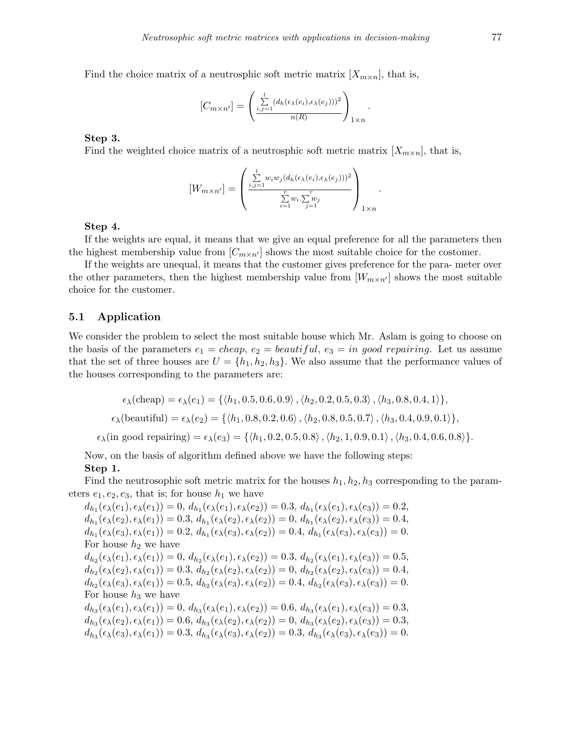Find the choice matrix of a neutrosphic soft metric matrix $[X_{m\times n}]$, that is,

$$[C_{m\times n'}] = \left( \frac{\sum\limits_{i,j=1}^{l} (d_h(\epsilon_\lambda(e_i), \epsilon_\lambda(e_j)))^2}{n(R)} \right)_{1\times n}.$$

**Step 3.**

Find the weighted choice matrix of a neutrosphic soft metric matrix $[X_{m\times n}]$, that is,

$$[W_{m\times n'}] = \left( \frac{\sum\limits_{i,j=1}^{l} w_i w_j (d_h(\epsilon_\lambda(e_i), \epsilon_\lambda(e_j)))^2}{\sum\limits_{i=1}^{r} w_i . \sum\limits_{j=1}^{r} w_j} \right)_{1\times n}.$$

**Step 4.**

If the weights are equal, it means that we give an equal preference for all the parameters then the highest membership value from $[C_{m\times n'}]$ shows the most suitable choice for the costomer.

If the weights are unequal, it means that the customer gives preference for the para- meter over the other parameters, then the highest membership value from $[W_{m\times n'}]$ shows the most suitable choice for the customer.

## 5.1 Application

We consider the problem to select the most suitable house which Mr. Aslam is going to choose on the basis of the parameters $e_1 = cheap$, $e_2 = beautiful$, $e_3 = in\ good\ repairing$. Let us assume that the set of three houses are $U = \{h_1, h_2, h_3\}$. We also assume that the performance values of the houses corresponding to the parameters are:

$$\epsilon_\lambda(\text{cheap}) = \epsilon_\lambda(e_1) = \{\langle h_1, 0.5, 0.6, 0.9\rangle, \langle h_2, 0.2, 0.5, 0.3\rangle, \langle h_3, 0.8, 0.4, 1\rangle\},$$

$$\epsilon_\lambda(\text{beautiful}) = \epsilon_\lambda(e_2) = \{\langle h_1, 0.8, 0.2, 0.6\rangle, \langle h_2, 0.8, 0.5, 0.7\rangle, \langle h_3, 0.4, 0.9, 0.1\rangle\},$$

$$\epsilon_\lambda(\text{in good repairing}) = \epsilon_\lambda(e_3) = \{\langle h_1, 0.2, 0.5, 0.8\rangle, \langle h_2, 1, 0.9, 0.1\rangle, \langle h_3, 0.4, 0.6, 0.8\rangle\}.$$

Now, on the basis of algorithm defined above we have the following steps:

**Step 1.**

Find the neutrosophic soft metric matrix for the houses $h_1, h_2, h_3$ corresponding to the parameters $e_1, e_2, e_3$, that is; for house $h_1$ we have

$d_{h_1}(\epsilon_\lambda(e_1), \epsilon_\lambda(e_1)) = 0$, $d_{h_1}(\epsilon_\lambda(e_1), \epsilon_\lambda(e_2)) = 0.3$, $d_{h_1}(\epsilon_\lambda(e_1), \epsilon_\lambda(e_3)) = 0.2$,
$d_{h_1}(\epsilon_\lambda(e_2), \epsilon_\lambda(e_1)) = 0.3$, $d_{h_1}(\epsilon_\lambda(e_2), \epsilon_\lambda(e_2)) = 0$, $d_{h_1}(\epsilon_\lambda(e_2), \epsilon_\lambda(e_3)) = 0.4$,
$d_{h_1}(\epsilon_\lambda(e_3), \epsilon_\lambda(e_1)) = 0.2$, $d_{h_1}(\epsilon_\lambda(e_3), \epsilon_\lambda(e_2)) = 0.4$, $d_{h_1}(\epsilon_\lambda(e_3), \epsilon_\lambda(e_3)) = 0$.

For house $h_2$ we have

$d_{h_2}(\epsilon_\lambda(e_1), \epsilon_\lambda(e_1)) = 0$, $d_{h_2}(\epsilon_\lambda(e_1), \epsilon_\lambda(e_2)) = 0.3$, $d_{h_2}(\epsilon_\lambda(e_1), \epsilon_\lambda(e_3)) = 0.5$,
$d_{h_2}(\epsilon_\lambda(e_2), \epsilon_\lambda(e_1)) = 0.3$, $d_{h_2}(\epsilon_\lambda(e_2), \epsilon_\lambda(e_2)) = 0$, $d_{h_2}(\epsilon_\lambda(e_2), \epsilon_\lambda(e_3)) = 0.4$,
$d_{h_2}(\epsilon_\lambda(e_3), \epsilon_\lambda(e_1)) = 0.5$, $d_{h_2}(\epsilon_\lambda(e_3), \epsilon_\lambda(e_2)) = 0.4$, $d_{h_2}(\epsilon_\lambda(e_3), \epsilon_\lambda(e_3)) = 0$.

For house $h_3$ we have

$d_{h_3}(\epsilon_\lambda(e_1), \epsilon_\lambda(e_1)) = 0$, $d_{h_3}(\epsilon_\lambda(e_1), \epsilon_\lambda(e_2)) = 0.6$, $d_{h_3}(\epsilon_\lambda(e_1), \epsilon_\lambda(e_3)) = 0.3$,
$d_{h_3}(\epsilon_\lambda(e_2), \epsilon_\lambda(e_1)) = 0.6$, $d_{h_3}(\epsilon_\lambda(e_2), \epsilon_\lambda(e_2)) = 0$, $d_{h_3}(\epsilon_\lambda(e_2), \epsilon_\lambda(e_3)) = 0.3$,
$d_{h_3}(\epsilon_\lambda(e_3), \epsilon_\lambda(e_1)) = 0.3$, $d_{h_3}(\epsilon_\lambda(e_3), \epsilon_\lambda(e_2)) = 0.3$, $d_{h_3}(\epsilon_\lambda(e_3), \epsilon_\lambda(e_3)) = 0$.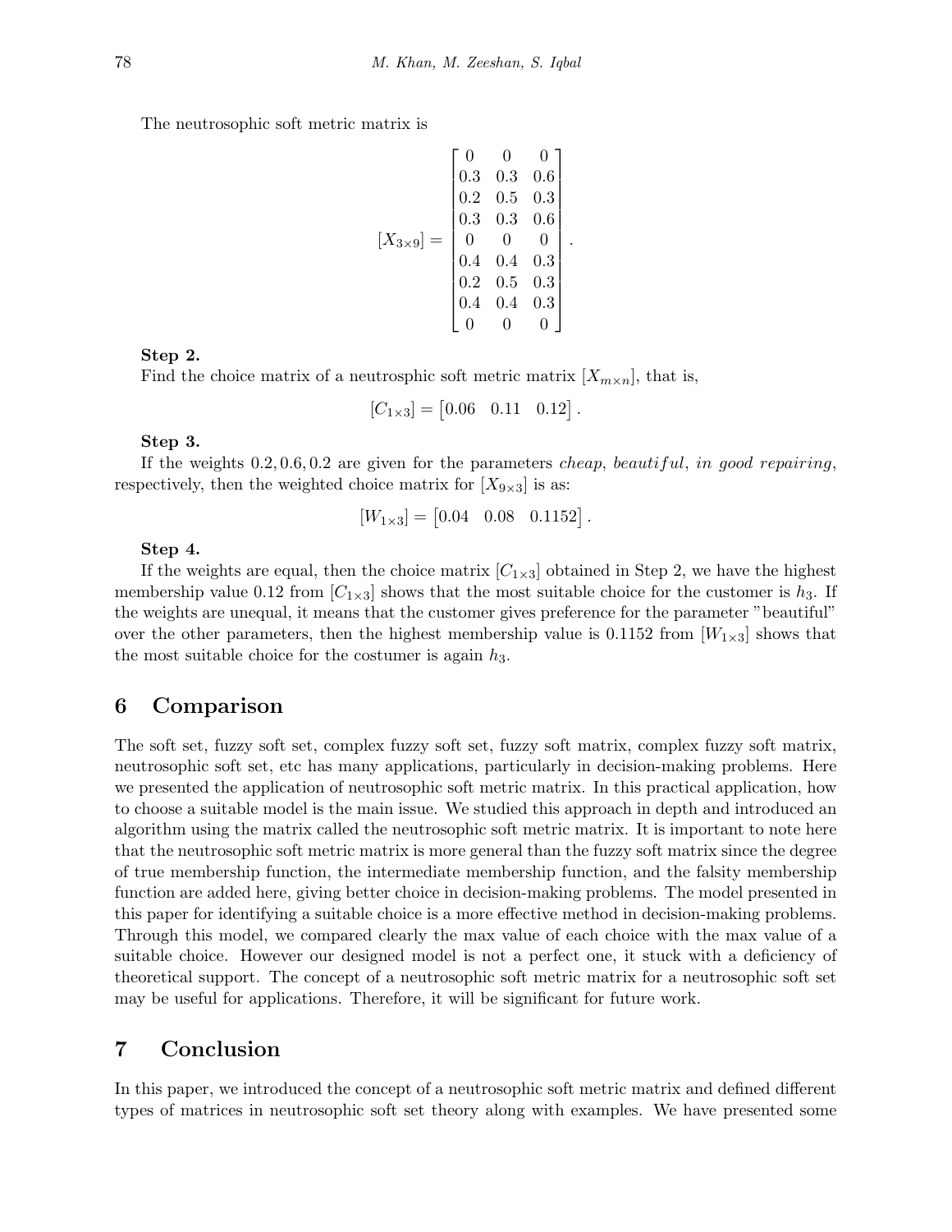The neutrosophic soft metric matrix is

$$[X_{3\times 9}] = \begin{bmatrix} 0 & 0 & 0 \\ 0.3 & 0.3 & 0.6 \\ 0.2 & 0.5 & 0.3 \\ 0.3 & 0.3 & 0.6 \\ 0 & 0 & 0 \\ 0.4 & 0.4 & 0.3 \\ 0.2 & 0.5 & 0.3 \\ 0.4 & 0.4 & 0.3 \\ 0 & 0 & 0 \end{bmatrix}.$$

**Step 2.**

Find the choice matrix of a neutrosphic soft metric matrix $[X_{m\times n}]$, that is,

$$[C_{1\times 3}] = \begin{bmatrix} 0.06 & 0.11 & 0.12 \end{bmatrix}.$$

**Step 3.**

If the weights $0.2, 0.6, 0.2$ are given for the parameters *cheap*, *beautiful*, *in good repairing*, respectively, then the weighted choice matrix for $[X_{9\times 3}]$ is as:

$$[W_{1\times 3}] = \begin{bmatrix} 0.04 & 0.08 & 0.1152 \end{bmatrix}.$$

**Step 4.**

If the weights are equal, then the choice matrix $[C_{1\times 3}]$ obtained in Step 2, we have the highest membership value 0.12 from $[C_{1\times 3}]$ shows that the most suitable choice for the customer is $h_3$. If the weights are unequal, it means that the customer gives preference for the parameter "beautiful" over the other parameters, then the highest membership value is 0.1152 from $[W_{1\times 3}]$ shows that the most suitable choice for the costumer is again $h_3$.

## 6 Comparison

The soft set, fuzzy soft set, complex fuzzy soft set, fuzzy soft matrix, complex fuzzy soft matrix, neutrosophic soft set, etc has many applications, particularly in decision-making problems. Here we presented the application of neutrosophic soft metric matrix. In this practical application, how to choose a suitable model is the main issue. We studied this approach in depth and introduced an algorithm using the matrix called the neutrosophic soft metric matrix. It is important to note here that the neutrosophic soft metric matrix is more general than the fuzzy soft matrix since the degree of true membership function, the intermediate membership function, and the falsity membership function are added here, giving better choice in decision-making problems. The model presented in this paper for identifying a suitable choice is a more effective method in decision-making problems. Through this model, we compared clearly the max value of each choice with the max value of a suitable choice. However our designed model is not a perfect one, it stuck with a deficiency of theoretical support. The concept of a neutrosophic soft metric matrix for a neutrosophic soft set may be useful for applications. Therefore, it will be significant for future work.

## 7 Conclusion

In this paper, we introduced the concept of a neutrosophic soft metric matrix and defined different types of matrices in neutrosophic soft set theory along with examples. We have presented some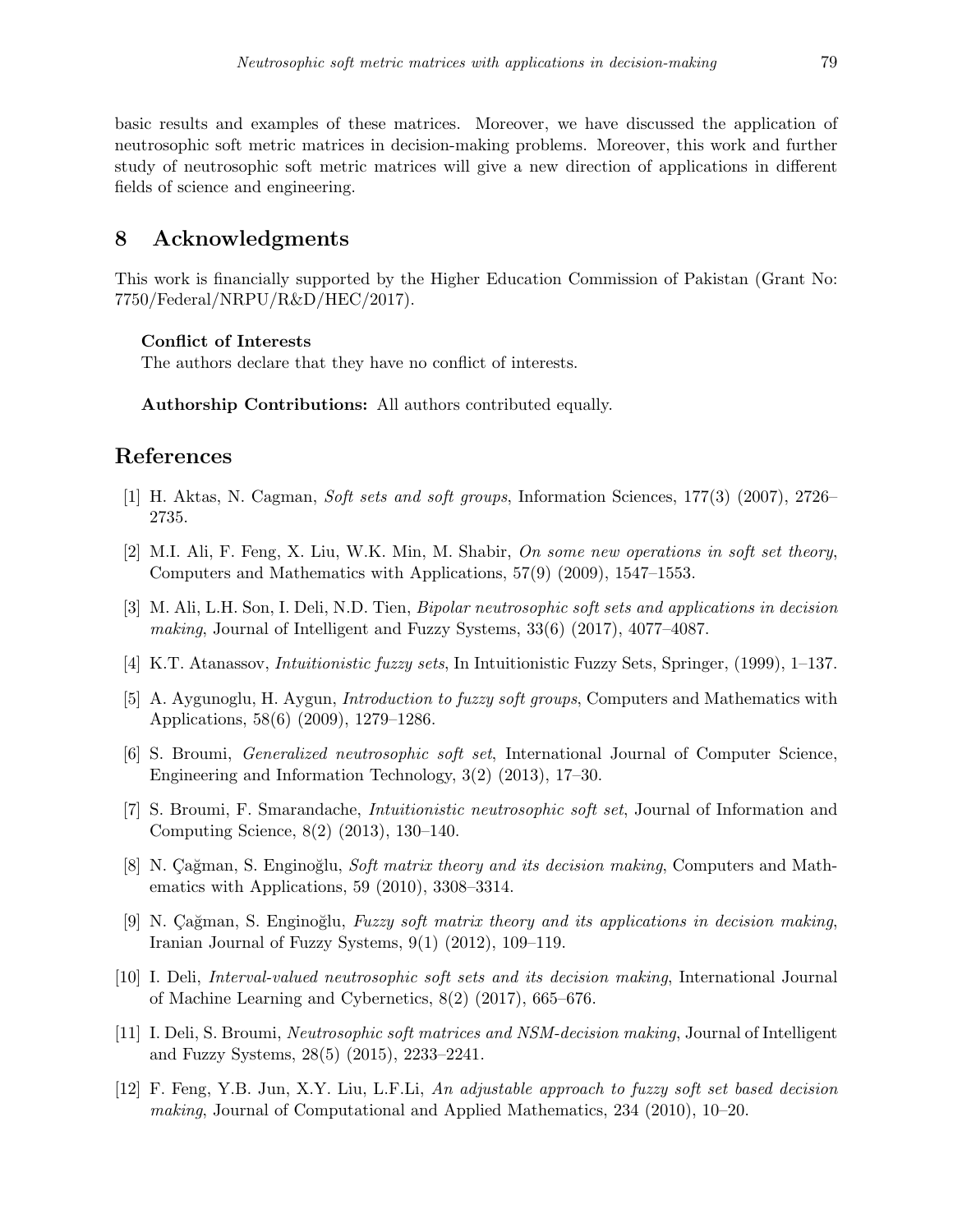basic results and examples of these matrices. Moreover, we have discussed the application of neutrosophic soft metric matrices in decision-making problems. Moreover, this work and further study of neutrosophic soft metric matrices will give a new direction of applications in different fields of science and engineering.

## 8 Acknowledgments

This work is financially supported by the Higher Education Commission of Pakistan (Grant No: 7750/Federal/NRPU/R&D/HEC/2017).

**Conflict of Interests**
The authors declare that they have no conflict of interests.

**Authorship Contributions:** All authors contributed equally.

## References

[1] H. Aktas, N. Cagman, *Soft sets and soft groups*, Information Sciences, 177(3) (2007), 2726–2735.

[2] M.I. Ali, F. Feng, X. Liu, W.K. Min, M. Shabir, *On some new operations in soft set theory*, Computers and Mathematics with Applications, 57(9) (2009), 1547–1553.

[3] M. Ali, L.H. Son, I. Deli, N.D. Tien, *Bipolar neutrosophic soft sets and applications in decision making*, Journal of Intelligent and Fuzzy Systems, 33(6) (2017), 4077–4087.

[4] K.T. Atanassov, *Intuitionistic fuzzy sets*, In Intuitionistic Fuzzy Sets, Springer, (1999), 1–137.

[5] A. Aygunoglu, H. Aygun, *Introduction to fuzzy soft groups*, Computers and Mathematics with Applications, 58(6) (2009), 1279–1286.

[6] S. Broumi, *Generalized neutrosophic soft set*, International Journal of Computer Science, Engineering and Information Technology, 3(2) (2013), 17–30.

[7] S. Broumi, F. Smarandache, *Intuitionistic neutrosophic soft set*, Journal of Information and Computing Science, 8(2) (2013), 130–140.

[8] N. Çağman, S. Enginoğlu, *Soft matrix theory and its decision making*, Computers and Mathematics with Applications, 59 (2010), 3308–3314.

[9] N. Çağman, S. Enginoğlu, *Fuzzy soft matrix theory and its applications in decision making*, Iranian Journal of Fuzzy Systems, 9(1) (2012), 109–119.

[10] I. Deli, *Interval-valued neutrosophic soft sets and its decision making*, International Journal of Machine Learning and Cybernetics, 8(2) (2017), 665–676.

[11] I. Deli, S. Broumi, *Neutrosophic soft matrices and NSM-decision making*, Journal of Intelligent and Fuzzy Systems, 28(5) (2015), 2233–2241.

[12] F. Feng, Y.B. Jun, X.Y. Liu, L.F.Li, *An adjustable approach to fuzzy soft set based decision making*, Journal of Computational and Applied Mathematics, 234 (2010), 10–20.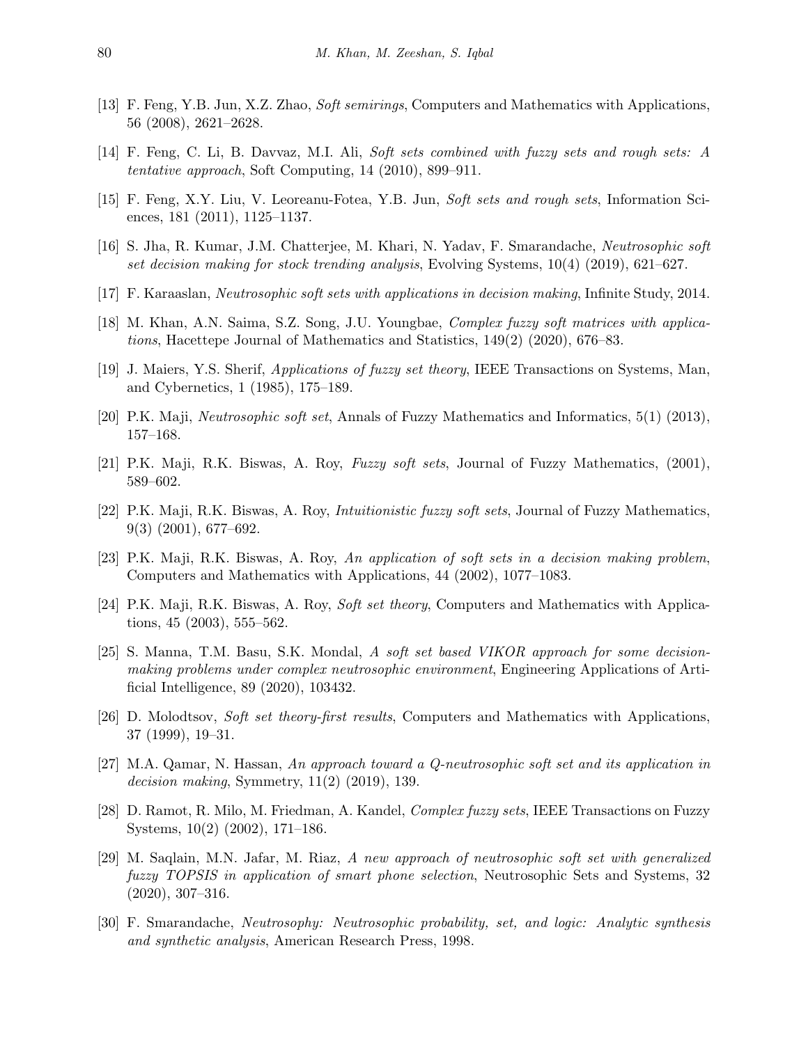[13] F. Feng, Y.B. Jun, X.Z. Zhao, *Soft semirings*, Computers and Mathematics with Applications, 56 (2008), 2621–2628.

[14] F. Feng, C. Li, B. Davvaz, M.I. Ali, *Soft sets combined with fuzzy sets and rough sets: A tentative approach*, Soft Computing, 14 (2010), 899–911.

[15] F. Feng, X.Y. Liu, V. Leoreanu-Fotea, Y.B. Jun, *Soft sets and rough sets*, Information Sciences, 181 (2011), 1125–1137.

[16] S. Jha, R. Kumar, J.M. Chatterjee, M. Khari, N. Yadav, F. Smarandache, *Neutrosophic soft set decision making for stock trending analysis*, Evolving Systems, 10(4) (2019), 621–627.

[17] F. Karaaslan, *Neutrosophic soft sets with applications in decision making*, Infinite Study, 2014.

[18] M. Khan, A.N. Saima, S.Z. Song, J.U. Youngbae, *Complex fuzzy soft matrices with applications*, Hacettepe Journal of Mathematics and Statistics, 149(2) (2020), 676–83.

[19] J. Maiers, Y.S. Sherif, *Applications of fuzzy set theory*, IEEE Transactions on Systems, Man, and Cybernetics, 1 (1985), 175–189.

[20] P.K. Maji, *Neutrosophic soft set*, Annals of Fuzzy Mathematics and Informatics, 5(1) (2013), 157–168.

[21] P.K. Maji, R.K. Biswas, A. Roy, *Fuzzy soft sets*, Journal of Fuzzy Mathematics, (2001), 589–602.

[22] P.K. Maji, R.K. Biswas, A. Roy, *Intuitionistic fuzzy soft sets*, Journal of Fuzzy Mathematics, 9(3) (2001), 677–692.

[23] P.K. Maji, R.K. Biswas, A. Roy, *An application of soft sets in a decision making problem*, Computers and Mathematics with Applications, 44 (2002), 1077–1083.

[24] P.K. Maji, R.K. Biswas, A. Roy, *Soft set theory*, Computers and Mathematics with Applications, 45 (2003), 555–562.

[25] S. Manna, T.M. Basu, S.K. Mondal, *A soft set based VIKOR approach for some decision-making problems under complex neutrosophic environment*, Engineering Applications of Artificial Intelligence, 89 (2020), 103432.

[26] D. Molodtsov, *Soft set theory-first results*, Computers and Mathematics with Applications, 37 (1999), 19–31.

[27] M.A. Qamar, N. Hassan, *An approach toward a Q-neutrosophic soft set and its application in decision making*, Symmetry, 11(2) (2019), 139.

[28] D. Ramot, R. Milo, M. Friedman, A. Kandel, *Complex fuzzy sets*, IEEE Transactions on Fuzzy Systems, 10(2) (2002), 171–186.

[29] M. Saqlain, M.N. Jafar, M. Riaz, *A new approach of neutrosophic soft set with generalized fuzzy TOPSIS in application of smart phone selection*, Neutrosophic Sets and Systems, 32 (2020), 307–316.

[30] F. Smarandache, *Neutrosophy: Neutrosophic probability, set, and logic: Analytic synthesis and synthetic analysis*, American Research Press, 1998.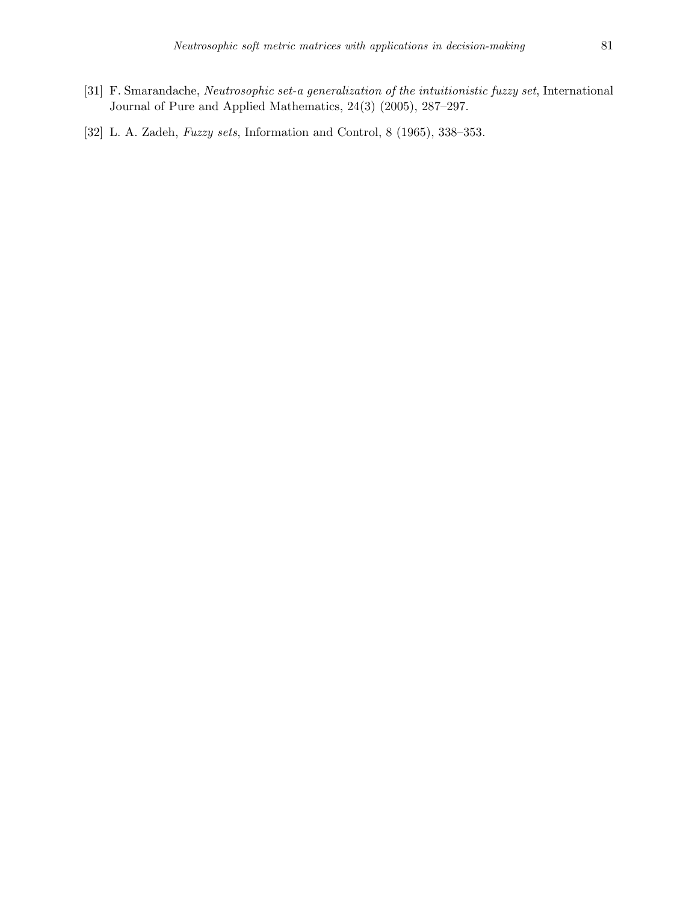[31] F. Smarandache, *Neutrosophic set-a generalization of the intuitionistic fuzzy set*, International Journal of Pure and Applied Mathematics, 24(3) (2005), 287–297.

[32] L. A. Zadeh, *Fuzzy sets*, Information and Control, 8 (1965), 338–353.